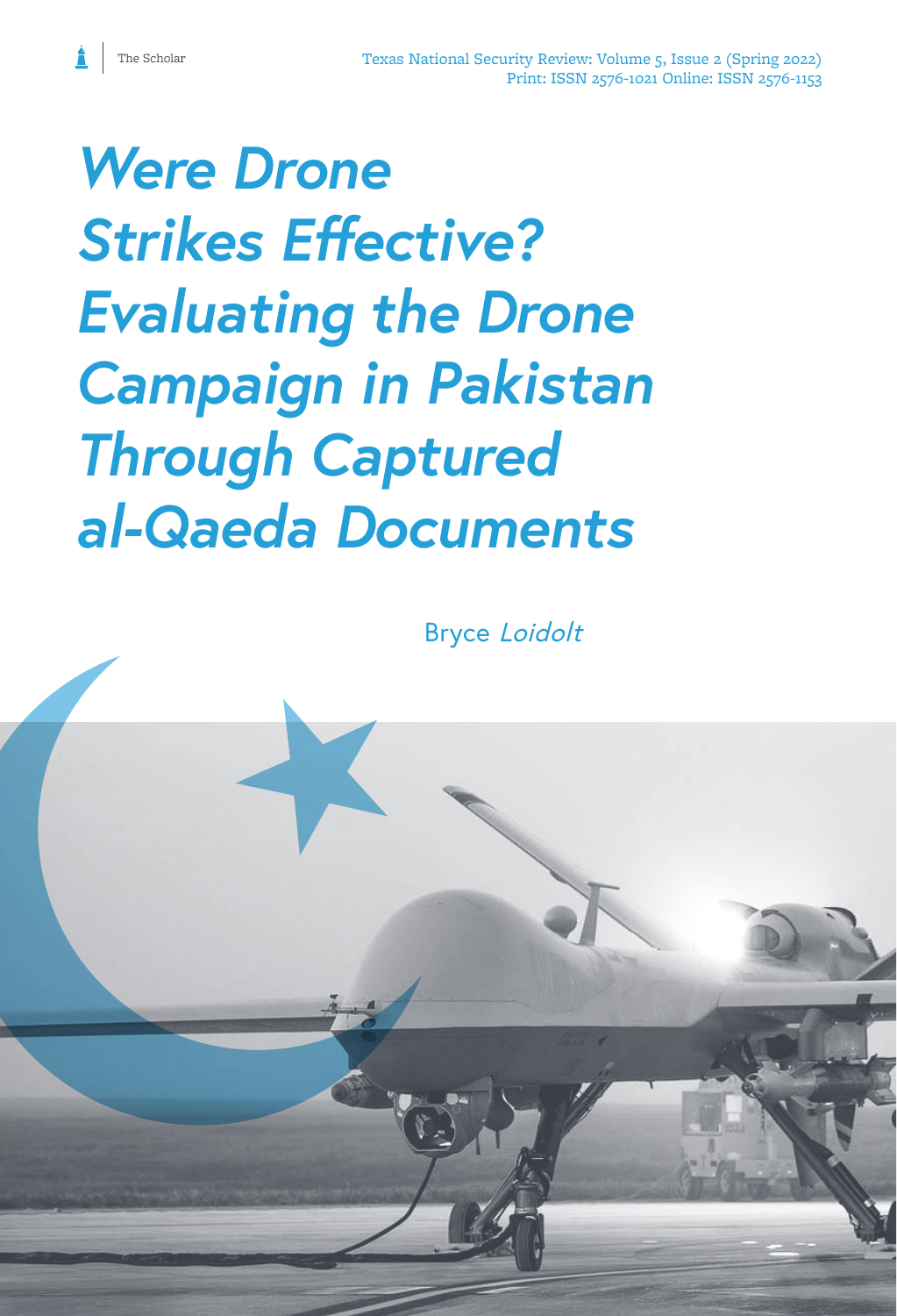# *Were Drone Strikes Effective? Evaluating the Drone Campaign in Pakistan Through Captured al-Qaeda Documents*

Bryce *Loidolt*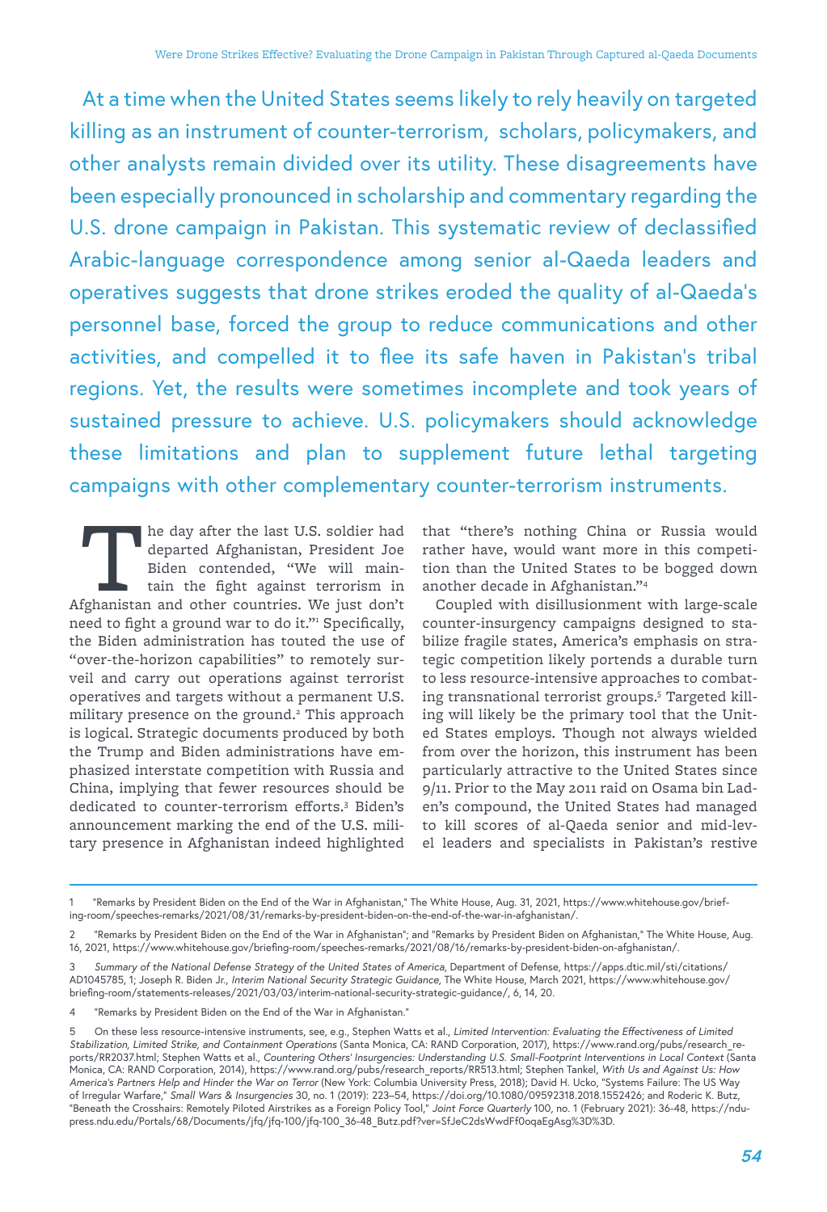At a time when the United States seems likely to rely heavily on targeted killing as an instrument of counter-terrorism, scholars, policymakers, and other analysts remain divided over its utility. These disagreements have been especially pronounced in scholarship and commentary regarding the U.S. drone campaign in Pakistan. This systematic review of declassified Arabic-language correspondence among senior al-Qaeda leaders and operatives suggests that drone strikes eroded the quality of al-Qaeda's personnel base, forced the group to reduce communications and other activities, and compelled it to flee its safe haven in Pakistan's tribal regions. Yet, the results were sometimes incomplete and took years of sustained pressure to achieve. U.S. policymakers should acknowledge these limitations and plan to supplement future lethal targeting campaigns with other complementary counter-terrorism instruments.

The day after the last U.S. soldier had departed Afghanistan, President Joe Biden contended, "We will maintain the fight against terrorism in Afghanistan and other countries. We just don't need to fight a ground war to do it."[1] Specifically, the Biden administration has touted the use of "over-the-horizon capabilities" to remotely surveil and carry out operations against terrorist operatives and targets without a permanent U.S. military presence on the ground.[2] This approach is logical. Strategic documents produced by both the Trump and Biden administrations have emphasized interstate competition with Russia and China, implying that fewer resources should be dedicated to counter-terrorism efforts.[3] Biden's announcement marking the end of the U.S. military presence in Afghanistan indeed highlighted that "there's nothing China or Russia would rather have, would want more in this competition than the United States to be bogged down another decade in Afghanistan."[4]

Coupled with disillusionment with large-scale counter-insurgency campaigns designed to stabilize fragile states, America's emphasis on strategic competition likely portends a durable turn to less resource-intensive approaches to combating transnational terrorist groups.[5] Targeted killing will likely be the primary tool that the United States employs. Though not always wielded from over the horizon, this instrument has been particularly attractive to the United States since 9/11. Prior to the May 2011 raid on Osama bin Laden's compound, the United States had managed to kill scores of al-Qaeda senior and mid-level leaders and specialists in Pakistan's restive

---

1 "Remarks by President Biden on the End of the War in Afghanistan," The White House, Aug. 31, 2021, https://www.whitehouse.gov/briefing-room/speeches-remarks/2021/08/31/remarks-by-president-biden-on-the-end-of-the-war-in-afghanistan/.

2 "Remarks by President Biden on the End of the War in Afghanistan"; and "Remarks by President Biden on Afghanistan," The White House, Aug. 16, 2021, https://www.whitehouse.gov/briefing-room/speeches-remarks/2021/08/16/remarks-by-president-biden-on-afghanistan/.

3 *Summary of the National Defense Strategy of the United States of America*, Department of Defense, https://apps.dtic.mil/sti/citations/AD1045785, 1; Joseph R. Biden Jr., *Interim National Security Strategic Guidance*, The White House, March 2021, https://www.whitehouse.gov/briefing-room/statements-releases/2021/03/03/interim-national-security-strategic-guidance/, 6, 14, 20.

4 "Remarks by President Biden on the End of the War in Afghanistan."

5 On these less resource-intensive instruments, see, e.g., Stephen Watts et al., *Limited Intervention: Evaluating the Effectiveness of Limited Stabilization, Limited Strike, and Containment Operations* (Santa Monica, CA: RAND Corporation, 2017), https://www.rand.org/pubs/research_reports/RR2037.html; Stephen Watts et al., *Countering Others' Insurgencies: Understanding U.S. Small-Footprint Interventions in Local Context* (Santa Monica, CA: RAND Corporation, 2014), https://www.rand.org/pubs/research_reports/RR513.html; Stephen Tankel, *With Us and Against Us: How America's Partners Help and Hinder the War on Terror* (New York: Columbia University Press, 2018); David H. Ucko, "Systems Failure: The US Way of Irregular Warfare," *Small Wars & Insurgencies* 30, no. 1 (2019): 223–54, https://doi.org/10.1080/09592318.2018.1552426; and Roderic K. Butz, "Beneath the Crosshairs: Remotely Piloted Airstrikes as a Foreign Policy Tool," *Joint Force Quarterly* 100, no. 1 (February 2021): 36-48, https://ndupress.ndu.edu/Portals/68/Documents/jfq/jfq-100/jfq-100_36-48_Butz.pdf?ver=SfJeC2dsWwdFf0oqaEgAsg%3D%3D.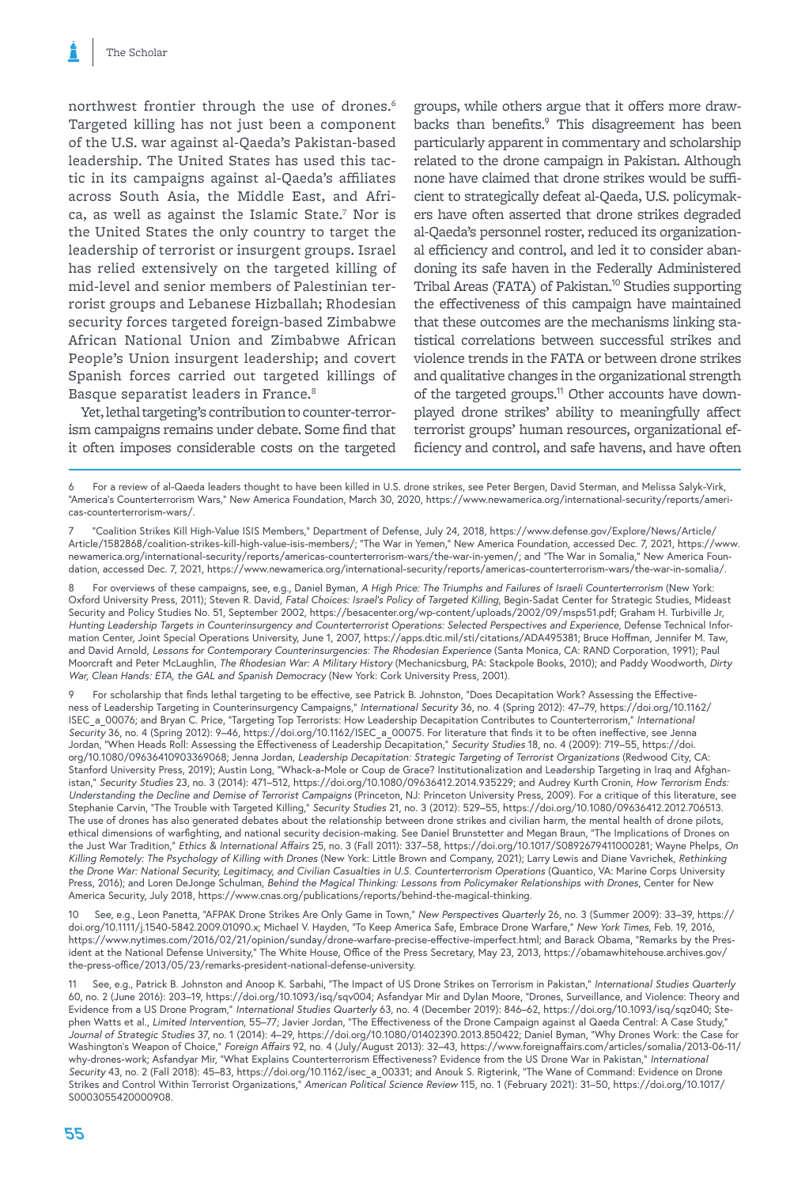northwest frontier through the use of drones.[6] Targeted killing has not just been a component of the U.S. war against al-Qaeda's Pakistan-based leadership. The United States has used this tactic in its campaigns against al-Qaeda's affiliates across South Asia, the Middle East, and Africa, as well as against the Islamic State.[7] Nor is the United States the only country to target the leadership of terrorist or insurgent groups. Israel has relied extensively on the targeted killing of mid-level and senior members of Palestinian terrorist groups and Lebanese Hizballah; Rhodesian security forces targeted foreign-based Zimbabwe African National Union and Zimbabwe African People's Union insurgent leadership; and covert Spanish forces carried out targeted killings of Basque separatist leaders in France.[8]

Yet, lethal targeting's contribution to counter-terrorism campaigns remains under debate. Some find that it often imposes considerable costs on the targeted groups, while others argue that it offers more drawbacks than benefits.[9] This disagreement has been particularly apparent in commentary and scholarship related to the drone campaign in Pakistan. Although none have claimed that drone strikes would be sufficient to strategically defeat al-Qaeda, U.S. policymakers have often asserted that drone strikes degraded al-Qaeda's personnel roster, reduced its organizational efficiency and control, and led it to consider abandoning its safe haven in the Federally Administered Tribal Areas (FATA) of Pakistan.[10] Studies supporting the effectiveness of this campaign have maintained that these outcomes are the mechanisms linking statistical correlations between successful strikes and violence trends in the FATA or between drone strikes and qualitative changes in the organizational strength of the targeted groups.[11] Other accounts have downplayed drone strikes' ability to meaningfully affect terrorist groups' human resources, organizational efficiency and control, and safe havens, and have often

---

6 For a review of al-Qaeda leaders thought to have been killed in U.S. drone strikes, see Peter Bergen, David Sterman, and Melissa Salyk-Virk, "America's Counterterrorism Wars," New America Foundation, March 30, 2020, https://www.newamerica.org/international-security/reports/americas-counterterrorism-wars/.

7 "Coalition Strikes Kill High-Value ISIS Members," Department of Defense, July 24, 2018, https://www.defense.gov/Explore/News/Article/Article/1582868/coalition-strikes-kill-high-value-isis-members/; "The War in Yemen," New America Foundation, accessed Dec. 7, 2021, https://www.newamerica.org/international-security/reports/americas-counterterrorism-wars/the-war-in-yemen/; and "The War in Somalia," New America Foundation, accessed Dec. 7, 2021, https://www.newamerica.org/international-security/reports/americas-counterterrorism-wars/the-war-in-somalia/.

8 For overviews of these campaigns, see, e.g., Daniel Byman, *A High Price: The Triumphs and Failures of Israeli Counterterrorism* (New York: Oxford University Press, 2011); Steven R. David, *Fatal Choices: Israel's Policy of Targeted Killing*, Begin-Sadat Center for Strategic Studies, Mideast Security and Policy Studies No. 51, September 2002, https://besacenter.org/wp-content/uploads/2002/09/msps51.pdf; Graham H. Turbiville Jr, *Hunting Leadership Targets in Counterinsurgency and Counterterrorist Operations: Selected Perspectives and Experience*, Defense Technical Information Center, Joint Special Operations University, June 1, 2007, https://apps.dtic.mil/sti/citations/ADA495381; Bruce Hoffman, Jennifer M. Taw, and David Arnold, *Lessons for Contemporary Counterinsurgencies: The Rhodesian Experience* (Santa Monica, CA: RAND Corporation, 1991); Paul Moorcraft and Peter McLaughlin, *The Rhodesian War: A Military History* (Mechanicsburg, PA: Stackpole Books, 2010); and Paddy Woodworth, *Dirty War, Clean Hands: ETA, the GAL and Spanish Democracy* (New York: Cork University Press, 2001).

9 For scholarship that finds lethal targeting to be effective, see Patrick B. Johnston, "Does Decapitation Work? Assessing the Effectiveness of Leadership Targeting in Counterinsurgency Campaigns," *International Security* 36, no. 4 (Spring 2012): 47–79, https://doi.org/10.1162/ISEC_a_00076; and Bryan C. Price, "Targeting Top Terrorists: How Leadership Decapitation Contributes to Counterterrorism," *International Security* 36, no. 4 (Spring 2012): 9–46, https://doi.org/10.1162/ISEC_a_00075. For literature that finds it to be often ineffective, see Jenna Jordan, "When Heads Roll: Assessing the Effectiveness of Leadership Decapitation," *Security Studies* 18, no. 4 (2009): 719–55, https://doi.org/10.1080/09636410903369068; Jenna Jordan, *Leadership Decapitation: Strategic Targeting of Terrorist Organizations* (Redwood City, CA: Stanford University Press, 2019); Austin Long, "Whack-a-Mole or Coup de Grace? Institutionalization and Leadership Targeting in Iraq and Afghanistan," *Security Studies* 23, no. 3 (2014): 471–512, https://doi.org/10.1080/09636412.2014.935229; and Audrey Kurth Cronin, *How Terrorism Ends: Understanding the Decline and Demise of Terrorist Campaigns* (Princeton, NJ: Princeton University Press, 2009). For a critique of this literature, see Stephanie Carvin, "The Trouble with Targeted Killing," *Security Studies* 21, no. 3 (2012): 529–55, https://doi.org/10.1080/09636412.2012.706513. The use of drones has also generated debates about the relationship between drone strikes and civilian harm, the mental health of drone pilots, ethical dimensions of warfighting, and national security decision-making. See Daniel Brunstetter and Megan Braun, "The Implications of Drones on the Just War Tradition," *Ethics & International Affairs* 25, no. 3 (Fall 2011): 337–58, https://doi.org/10.1017/S0892679411000281; Wayne Phelps, *On Killing Remotely: The Psychology of Killing with Drones* (New York: Little Brown and Company, 2021); Larry Lewis and Diane Vavrichek, *Rethinking the Drone War: National Security, Legitimacy, and Civilian Casualties in U.S. Counterterrorism Operations* (Quantico, VA: Marine Corps University Press, 2016); and Loren DeJonge Schulman, *Behind the Magical Thinking: Lessons from Policymaker Relationships with Drones*, Center for New America Security, July 2018, https://www.cnas.org/publications/reports/behind-the-magical-thinking.

10 See, e.g., Leon Panetta, "AFPAK Drone Strikes Are Only Game in Town," *New Perspectives Quarterly* 26, no. 3 (Summer 2009): 33–39, https://doi.org/10.1111/j.1540-5842.2009.01090.x; Michael V. Hayden, "To Keep America Safe, Embrace Drone Warfare," *New York Times*, Feb. 19, 2016, https://www.nytimes.com/2016/02/21/opinion/sunday/drone-warfare-precise-effective-imperfect.html; and Barack Obama, "Remarks by the President at the National Defense University," The White House, Office of the Press Secretary, May 23, 2013, https://obamawhitehouse.archives.gov/the-press-office/2013/05/23/remarks-president-national-defense-university.

11 See, e.g., Patrick B. Johnston and Anoop K. Sarbahi, "The Impact of US Drone Strikes on Terrorism in Pakistan," *International Studies Quarterly* 60, no. 2 (June 2016): 203–19, https://doi.org/10.1093/isq/sqv004; Asfandyar Mir and Dylan Moore, "Drones, Surveillance, and Violence: Theory and Evidence from a US Drone Program," *International Studies Quarterly* 63, no. 4 (December 2019): 846–62, https://doi.org/10.1093/isq/sqz040; Stephen Watts et al., *Limited Intervention*, 55–77; Javier Jordan, "The Effectiveness of the Drone Campaign against al Qaeda Central: A Case Study," *Journal of Strategic Studies* 37, no. 1 (2014): 4–29, https://doi.org/10.1080/01402390.2013.850422; Daniel Byman, "Why Drones Work: the Case for Washington's Weapon of Choice," *Foreign Affairs* 92, no. 4 (July/August 2013): 32–43, https://www.foreignaffairs.com/articles/somalia/2013-06-11/why-drones-work; Asfandyar Mir, "What Explains Counterterrorism Effectiveness? Evidence from the US Drone War in Pakistan," *International Security* 43, no. 2 (Fall 2018): 45–83, https://doi.org/10.1162/isec_a_00331; and Anouk S. Rigterink, "The Wane of Command: Evidence on Drone Strikes and Control Within Terrorist Organizations," *American Political Science Review* 115, no. 1 (February 2021): 31–50, https://doi.org/10.1017/S0003055420000908.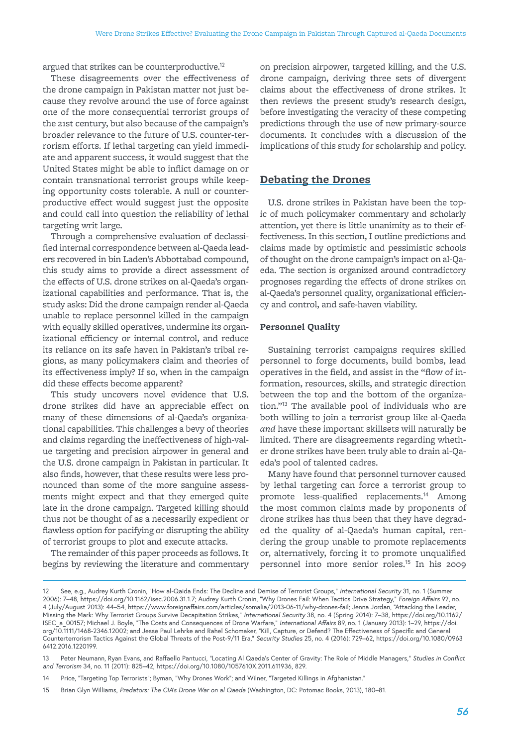argued that strikes can be counterproductive.[12]

These disagreements over the effectiveness of the drone campaign in Pakistan matter not just because they revolve around the use of force against one of the more consequential terrorist groups of the 21st century, but also because of the campaign's broader relevance to the future of U.S. counter-terrorism efforts. If lethal targeting can yield immediate and apparent success, it would suggest that the United States might be able to inflict damage on or contain transnational terrorist groups while keeping opportunity costs tolerable. A null or counterproductive effect would suggest just the opposite and could call into question the reliability of lethal targeting writ large.

Through a comprehensive evaluation of declassified internal correspondence between al-Qaeda leaders recovered in bin Laden's Abbottabad compound, this study aims to provide a direct assessment of the effects of U.S. drone strikes on al-Qaeda's organizational capabilities and performance. That is, the study asks: Did the drone campaign render al-Qaeda unable to replace personnel killed in the campaign with equally skilled operatives, undermine its organizational efficiency or internal control, and reduce its reliance on its safe haven in Pakistan's tribal regions, as many policymakers claim and theories of its effectiveness imply? If so, when in the campaign did these effects become apparent?

This study uncovers novel evidence that U.S. drone strikes did have an appreciable effect on many of these dimensions of al-Qaeda's organizational capabilities. This challenges a bevy of theories and claims regarding the ineffectiveness of high-value targeting and precision airpower in general and the U.S. drone campaign in Pakistan in particular. It also finds, however, that these results were less pronounced than some of the more sanguine assessments might expect and that they emerged quite late in the drone campaign. Targeted killing should thus not be thought of as a necessarily expedient or flawless option for pacifying or disrupting the ability of terrorist groups to plot and execute attacks.

The remainder of this paper proceeds as follows. It begins by reviewing the literature and commentary on precision airpower, targeted killing, and the U.S. drone campaign, deriving three sets of divergent claims about the effectiveness of drone strikes. It then reviews the present study's research design, before investigating the veracity of these competing predictions through the use of new primary-source documents. It concludes with a discussion of the implications of this study for scholarship and policy.

## Debating the Drones

U.S. drone strikes in Pakistan have been the topic of much policymaker commentary and scholarly attention, yet there is little unanimity as to their effectiveness. In this section, I outline predictions and claims made by optimistic and pessimistic schools of thought on the drone campaign's impact on al-Qaeda. The section is organized around contradictory prognoses regarding the effects of drone strikes on al-Qaeda's personnel quality, organizational efficiency and control, and safe-haven viability.

### Personnel Quality

Sustaining terrorist campaigns requires skilled personnel to forge documents, build bombs, lead operatives in the field, and assist in the "flow of information, resources, skills, and strategic direction between the top and the bottom of the organization."[13] The available pool of individuals who are both willing to join a terrorist group like al-Qaeda *and* have these important skillsets will naturally be limited. There are disagreements regarding whether drone strikes have been truly able to drain al-Qaeda's pool of talented cadres.

Many have found that personnel turnover caused by lethal targeting can force a terrorist group to promote less-qualified replacements.[14] Among the most common claims made by proponents of drone strikes has thus been that they have degraded the quality of al-Qaeda's human capital, rendering the group unable to promote replacements or, alternatively, forcing it to promote unqualified personnel into more senior roles.[15] In his 2009

---

12 See, e.g., Audrey Kurth Cronin, "How al-Qaida Ends: The Decline and Demise of Terrorist Groups," *International Security* 31, no. 1 (Summer 2006): 7–48, https://doi.org/10.1162/isec.2006.31.1.7; Audrey Kurth Cronin, "Why Drones Fail: When Tactics Drive Strategy," *Foreign Affairs* 92, no. 4 (July/August 2013): 44–54, https://www.foreignaffairs.com/articles/somalia/2013-06-11/why-drones-fail; Jenna Jordan, "Attacking the Leader, Missing the Mark: Why Terrorist Groups Survive Decapitation Strikes," *International Security* 38, no. 4 (Spring 2014): 7–38, https://doi.org/10.1162/ISEC_a_00157; Michael J. Boyle, "The Costs and Consequences of Drone Warfare," *International Affairs* 89, no. 1 (January 2013): 1–29, https://doi.org/10.1111/1468-2346.12002; and Jesse Paul Lehrke and Rahel Schomaker, "Kill, Capture, or Defend? The Effectiveness of Specific and General Counterterrorism Tactics Against the Global Threats of the Post-9/11 Era," *Security Studies* 25, no. 4 (2016): 729–62, https://doi.org/10.1080/09636412.2016.1220199.

13 Peter Neumann, Ryan Evans, and Raffaello Pantucci, "Locating Al Qaeda's Center of Gravity: The Role of Middle Managers," *Studies in Conflict and Terrorism* 34, no. 11 (2011): 825–42, https://doi.org/10.1080/1057610X.2011.611936, 829.

14 Price, "Targeting Top Terrorists"; Byman, "Why Drones Work"; and Wilner, "Targeted Killings in Afghanistan."

15 Brian Glyn Williams, *Predators: The CIA's Drone War on al Qaeda* (Washington, DC: Potomac Books, 2013), 180–81.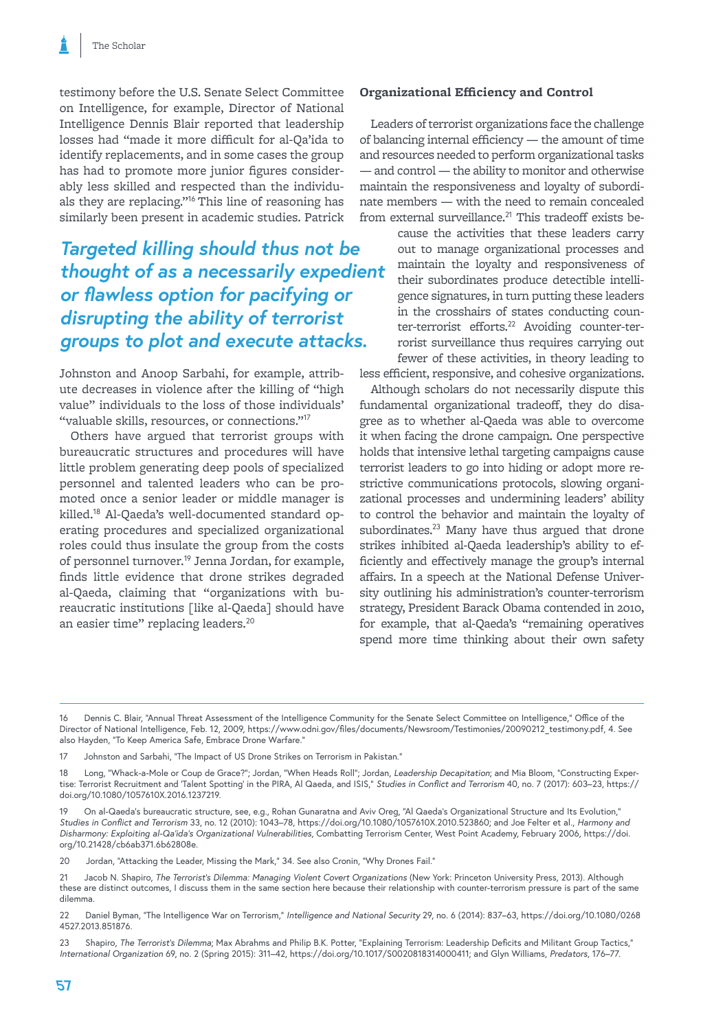testimony before the U.S. Senate Select Committee on Intelligence, for example, Director of National Intelligence Dennis Blair reported that leadership losses had "made it more difficult for al-Qa'ida to identify replacements, and in some cases the group has had to promote more junior figures considerably less skilled and respected than the individuals they are replacing."[16] This line of reasoning has similarly been present in academic studies. Patrick Johnston and Anoop Sarbahi, for example, attribute decreases in violence after the killing of "high value" individuals to the loss of those individuals' "valuable skills, resources, or connections."[17]

*Targeted killing should thus not be thought of as a necessarily expedient or flawless option for pacifying or disrupting the ability of terrorist groups to plot and execute attacks.*

Others have argued that terrorist groups with bureaucratic structures and procedures will have little problem generating deep pools of specialized personnel and talented leaders who can be promoted once a senior leader or middle manager is killed.[18] Al-Qaeda's well-documented standard operating procedures and specialized organizational roles could thus insulate the group from the costs of personnel turnover.[19] Jenna Jordan, for example, finds little evidence that drone strikes degraded al-Qaeda, claiming that "organizations with bureaucratic institutions [like al-Qaeda] should have an easier time" replacing leaders.[20]

### Organizational Efficiency and Control

Leaders of terrorist organizations face the challenge of balancing internal efficiency — the amount of time and resources needed to perform organizational tasks — and control — the ability to monitor and otherwise maintain the responsiveness and loyalty of subordinate members — with the need to remain concealed from external surveillance.[21] This tradeoff exists because the activities that these leaders carry out to manage organizational processes and maintain the loyalty and responsiveness of their subordinates produce detectible intelligence signatures, in turn putting these leaders in the crosshairs of states conducting counter-terrorist efforts.[22] Avoiding counter-terrorist surveillance thus requires carrying out fewer of these activities, in theory leading to less efficient, responsive, and cohesive organizations.

Although scholars do not necessarily dispute this fundamental organizational tradeoff, they do disagree as to whether al-Qaeda was able to overcome it when facing the drone campaign. One perspective holds that intensive lethal targeting campaigns cause terrorist leaders to go into hiding or adopt more restrictive communications protocols, slowing organizational processes and undermining leaders' ability to control the behavior and maintain the loyalty of subordinates.[23] Many have thus argued that drone strikes inhibited al-Qaeda leadership's ability to efficiently and effectively manage the group's internal affairs. In a speech at the National Defense University outlining his administration's counter-terrorism strategy, President Barack Obama contended in 2010, for example, that al-Qaeda's "remaining operatives spend more time thinking about their own safety

---

16 Dennis C. Blair, "Annual Threat Assessment of the Intelligence Community for the Senate Select Committee on Intelligence," Office of the Director of National Intelligence, Feb. 12, 2009, https://www.odni.gov/files/documents/Newsroom/Testimonies/20090212_testimony.pdf, 4. See also Hayden, "To Keep America Safe, Embrace Drone Warfare."

17 Johnston and Sarbahi, "The Impact of US Drone Strikes on Terrorism in Pakistan."

18 Long, "Whack-a-Mole or Coup de Grace?"; Jordan, "When Heads Roll"; Jordan, *Leadership Decapitation*; and Mia Bloom, "Constructing Expertise: Terrorist Recruitment and 'Talent Spotting' in the PIRA, Al Qaeda, and ISIS," *Studies in Conflict and Terrorism* 40, no. 7 (2017): 603–23, https://doi.org/10.1080/1057610X.2016.1237219.

19 On al-Qaeda's bureaucratic structure, see, e.g., Rohan Gunaratna and Aviv Oreg, "Al Qaeda's Organizational Structure and Its Evolution," *Studies in Conflict and Terrorism* 33, no. 12 (2010): 1043–78, https://doi.org/10.1080/1057610X.2010.523860; and Joe Felter et al., *Harmony and Disharmony: Exploiting al-Qa'ida's Organizational Vulnerabilities*, Combatting Terrorism Center, West Point Academy, February 2006, https://doi.org/10.21428/cb6ab371.6b62808e.

20 Jordan, "Attacking the Leader, Missing the Mark," 34. See also Cronin, "Why Drones Fail."

21 Jacob N. Shapiro, *The Terrorist's Dilemma: Managing Violent Covert Organizations* (New York: Princeton University Press, 2013). Although these are distinct outcomes, I discuss them in the same section here because their relationship with counter-terrorism pressure is part of the same dilemma.

22 Daniel Byman, "The Intelligence War on Terrorism," *Intelligence and National Security* 29, no. 6 (2014): 837–63, https://doi.org/10.1080/02684527.2013.851876.

23 Shapiro, *The Terrorist's Dilemma*; Max Abrahms and Philip B.K. Potter, "Explaining Terrorism: Leadership Deficits and Militant Group Tactics," *International Organization* 69, no. 2 (Spring 2015): 311–42, https://doi.org/10.1017/S0020818314000411; and Glyn Williams, *Predators*, 176–77.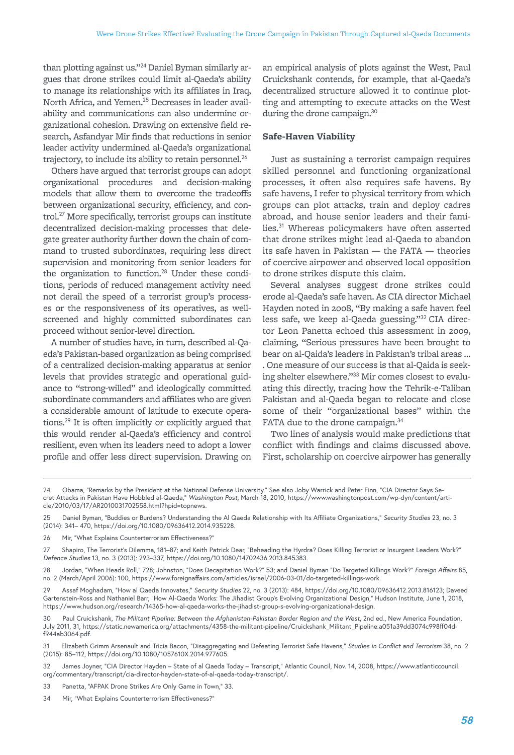than plotting against us."[24] Daniel Byman similarly argues that drone strikes could limit al-Qaeda's ability to manage its relationships with its affiliates in Iraq, North Africa, and Yemen.[25] Decreases in leader availability and communications can also undermine organizational cohesion. Drawing on extensive field research, Asfandyar Mir finds that reductions in senior leader activity undermined al-Qaeda's organizational trajectory, to include its ability to retain personnel.[26]

Others have argued that terrorist groups can adopt organizational procedures and decision-making models that allow them to overcome the tradeoffs between organizational security, efficiency, and control.[27] More specifically, terrorist groups can institute decentralized decision-making processes that delegate greater authority further down the chain of command to trusted subordinates, requiring less direct supervision and monitoring from senior leaders for the organization to function.[28] Under these conditions, periods of reduced management activity need not derail the speed of a terrorist group's processes or the responsiveness of its operatives, as well-screened and highly committed subordinates can proceed without senior-level direction.

A number of studies have, in turn, described al-Qaeda's Pakistan-based organization as being comprised of a centralized decision-making apparatus at senior levels that provides strategic and operational guidance to "strong-willed" and ideologically committed subordinate commanders and affiliates who are given a considerable amount of latitude to execute operations.[29] It is often implicitly or explicitly argued that this would render al-Qaeda's efficiency and control resilient, even when its leaders need to adopt a lower profile and offer less direct supervision. Drawing on an empirical analysis of plots against the West, Paul Cruickshank contends, for example, that al-Qaeda's decentralized structure allowed it to continue plotting and attempting to execute attacks on the West during the drone campaign.[30]

### Safe-Haven Viability

Just as sustaining a terrorist campaign requires skilled personnel and functioning organizational processes, it often also requires safe havens. By safe havens, I refer to physical territory from which groups can plot attacks, train and deploy cadres abroad, and house senior leaders and their families.[31] Whereas policymakers have often asserted that drone strikes might lead al-Qaeda to abandon its safe haven in Pakistan — the FATA — theories of coercive airpower and observed local opposition to drone strikes dispute this claim.

Several analyses suggest drone strikes could erode al-Qaeda's safe haven. As CIA director Michael Hayden noted in 2008, "By making a safe haven feel less safe, we keep al-Qaeda guessing."[32] CIA director Leon Panetta echoed this assessment in 2009, claiming, "Serious pressures have been brought to bear on al-Qaida's leaders in Pakistan's tribal areas … . One measure of our success is that al-Qaida is seeking shelter elsewhere."[33] Mir comes closest to evaluating this directly, tracing how the Tehrik-e-Taliban Pakistan and al-Qaeda began to relocate and close some of their "organizational bases" within the FATA due to the drone campaign.[34]

Two lines of analysis would make predictions that conflict with findings and claims discussed above. First, scholarship on coercive airpower has generally

---

24 Obama, "Remarks by the President at the National Defense University." See also Joby Warrick and Peter Finn, "CIA Director Says Secret Attacks in Pakistan Have Hobbled al-Qaeda," *Washington Post*, March 18, 2010, https://www.washingtonpost.com/wp-dyn/content/article/2010/03/17/AR2010031702558.html?hpid=topnews.

25 Daniel Byman, "Buddies or Burdens? Understanding the Al Qaeda Relationship with Its Affiliate Organizations," *Security Studies* 23, no. 3 (2014): 341– 470, https://doi.org/10.1080/09636412.2014.935228.

26 Mir, "What Explains Counterterrorism Effectiveness?"

27 Shapiro, The Terrorist's Dilemma, 181–87; and Keith Patrick Dear, "Beheading the Hyrdra? Does Killing Terrorist or Insurgent Leaders Work?" *Defence Studies* 13, no. 3 (2013): 293–337, https://doi.org/10.1080/14702436.2013.845383.

28 Jordan, "When Heads Roll," 728; Johnston, "Does Decapitation Work?" 53; and Daniel Byman "Do Targeted Killings Work?" *Foreign Affairs* 85, no. 2 (March/April 2006): 100, https://www.foreignaffairs.com/articles/israel/2006-03-01/do-targeted-killings-work.

29 Assaf Moghadam, "How al Qaeda Innovates," *Security Studies* 22, no. 3 (2013): 484, https://doi.org/10.1080/09636412.2013.816123; Daveed Gartenstein-Ross and Nathaniel Barr, "How Al-Qaeda Works: The Jihadist Group's Evolving Organizational Design," Hudson Institute, June 1, 2018, https://www.hudson.org/research/14365-how-al-qaeda-works-the-jihadist-group-s-evolving-organizational-design.

30 Paul Cruickshank, *The Militant Pipeline: Between the Afghanistan-Pakistan Border Region and the West*, 2nd ed., New America Foundation, July 2011, 31, https://static.newamerica.org/attachments/4358-the-militant-pipeline/Cruickshank_Militant_Pipeline.a051a39dd3074c998ff04df944ab3064.pdf.

31 Elizabeth Grimm Arsenault and Tricia Bacon, "Disaggregating and Defeating Terrorist Safe Havens," *Studies in Conflict and Terrorism* 38, no. 2 (2015): 85–112, https://doi.org/10.1080/1057610X.2014.977605.

32 James Joyner, "CIA Director Hayden – State of al Qaeda Today – Transcript," Atlantic Council, Nov. 14, 2008, https://www.atlanticcouncil.org/commentary/transcript/cia-director-hayden-state-of-al-qaeda-today-transcript/.

33 Panetta, "AFPAK Drone Strikes Are Only Game in Town," 33.

34 Mir, "What Explains Counterterrorism Effectiveness?"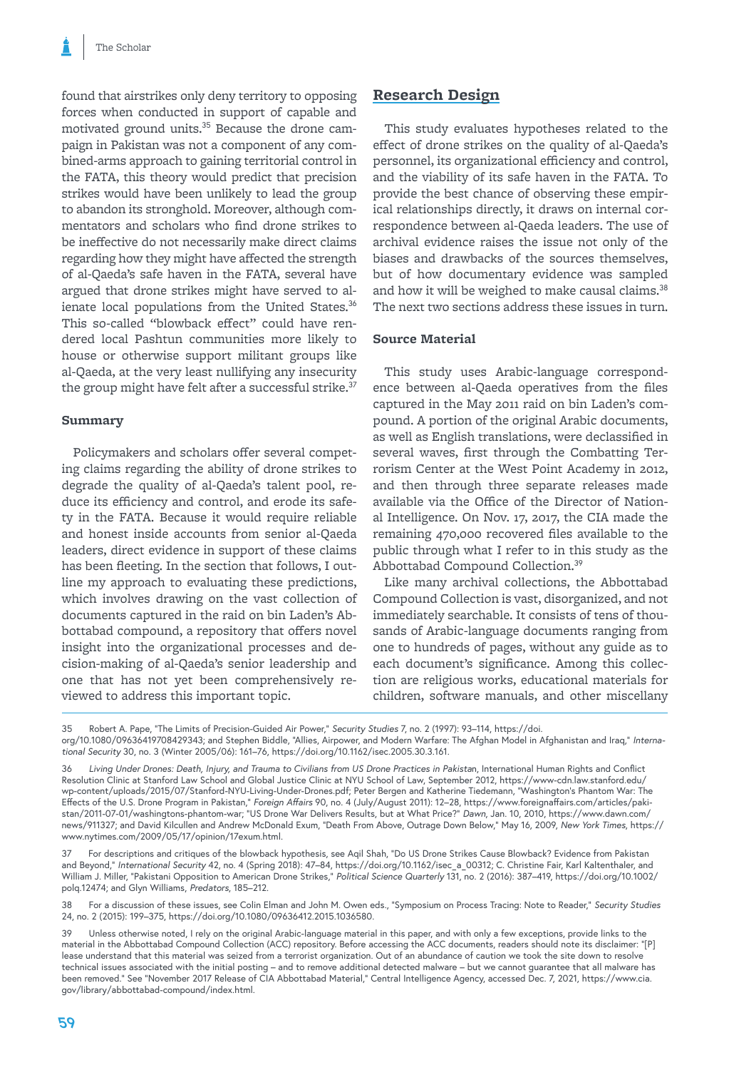found that airstrikes only deny territory to opposing forces when conducted in support of capable and motivated ground units.[35] Because the drone campaign in Pakistan was not a component of any combined-arms approach to gaining territorial control in the FATA, this theory would predict that precision strikes would have been unlikely to lead the group to abandon its stronghold. Moreover, although commentators and scholars who find drone strikes to be ineffective do not necessarily make direct claims regarding how they might have affected the strength of al-Qaeda's safe haven in the FATA, several have argued that drone strikes might have served to alienate local populations from the United States.[36] This so-called "blowback effect" could have rendered local Pashtun communities more likely to house or otherwise support militant groups like al-Qaeda, at the very least nullifying any insecurity the group might have felt after a successful strike.[37]

### Summary

Policymakers and scholars offer several competing claims regarding the ability of drone strikes to degrade the quality of al-Qaeda's talent pool, reduce its efficiency and control, and erode its safety in the FATA. Because it would require reliable and honest inside accounts from senior al-Qaeda leaders, direct evidence in support of these claims has been fleeting. In the section that follows, I outline my approach to evaluating these predictions, which involves drawing on the vast collection of documents captured in the raid on bin Laden's Abbottabad compound, a repository that offers novel insight into the organizational processes and decision-making of al-Qaeda's senior leadership and one that has not yet been comprehensively reviewed to address this important topic.

## Research Design

This study evaluates hypotheses related to the effect of drone strikes on the quality of al-Qaeda's personnel, its organizational efficiency and control, and the viability of its safe haven in the FATA. To provide the best chance of observing these empirical relationships directly, it draws on internal correspondence between al-Qaeda leaders. The use of archival evidence raises the issue not only of the biases and drawbacks of the sources themselves, but of how documentary evidence was sampled and how it will be weighed to make causal claims.[38] The next two sections address these issues in turn.

### Source Material

This study uses Arabic-language correspondence between al-Qaeda operatives from the files captured in the May 2011 raid on bin Laden's compound. A portion of the original Arabic documents, as well as English translations, were declassified in several waves, first through the Combatting Terrorism Center at the West Point Academy in 2012, and then through three separate releases made available via the Office of the Director of National Intelligence. On Nov. 17, 2017, the CIA made the remaining 470,000 recovered files available to the public through what I refer to in this study as the Abbottabad Compound Collection.[39]

Like many archival collections, the Abbottabad Compound Collection is vast, disorganized, and not immediately searchable. It consists of tens of thousands of Arabic-language documents ranging from one to hundreds of pages, without any guide as to each document's significance. Among this collection are religious works, educational materials for children, software manuals, and other miscellany

---

35 Robert A. Pape, "The Limits of Precision-Guided Air Power," *Security Studies* 7, no. 2 (1997): 93–114, https://doi.org/10.1080/09636419708429343; and Stephen Biddle, "Allies, Airpower, and Modern Warfare: The Afghan Model in Afghanistan and Iraq," *International Security* 30, no. 3 (Winter 2005/06): 161–76, https://doi.org/10.1162/isec.2005.30.3.161.

36 *Living Under Drones: Death, Injury, and Trauma to Civilians from US Drone Practices in Pakistan*, International Human Rights and Conflict Resolution Clinic at Stanford Law School and Global Justice Clinic at NYU School of Law, September 2012, https://www-cdn.law.stanford.edu/wp-content/uploads/2015/07/Stanford-NYU-Living-Under-Drones.pdf; Peter Bergen and Katherine Tiedemann, "Washington's Phantom War: The Effects of the U.S. Drone Program in Pakistan," *Foreign Affairs* 90, no. 4 (July/August 2011): 12–28, https://www.foreignaffairs.com/articles/pakistan/2011-07-01/washingtons-phantom-war; "US Drone War Delivers Results, but at What Price?" *Dawn*, Jan. 10, 2010, https://www.dawn.com/news/911327; and David Kilcullen and Andrew McDonald Exum, "Death From Above, Outrage Down Below," May 16, 2009, *New York Times*, https://www.nytimes.com/2009/05/17/opinion/17exum.html.

37 For descriptions and critiques of the blowback hypothesis, see Aqil Shah, "Do US Drone Strikes Cause Blowback? Evidence from Pakistan and Beyond," *International Security* 42, no. 4 (Spring 2018): 47–84, https://doi.org/10.1162/isec_a_00312; C. Christine Fair, Karl Kaltenthaler, and William J. Miller, "Pakistani Opposition to American Drone Strikes," *Political Science Quarterly* 131, no. 2 (2016): 387–419, https://doi.org/10.1002/polq.12474; and Glyn Williams, *Predators*, 185–212.

38 For a discussion of these issues, see Colin Elman and John M. Owen eds., "Symposium on Process Tracing: Note to Reader," *Security Studies* 24, no. 2 (2015): 199–375, https://doi.org/10.1080/09636412.2015.1036580.

39 Unless otherwise noted, I rely on the original Arabic-language material in this paper, and with only a few exceptions, provide links to the material in the Abbottabad Compound Collection (ACC) repository. Before accessing the ACC documents, readers should note its disclaimer: "[P]lease understand that this material was seized from a terrorist organization. Out of an abundance of caution we took the site down to resolve technical issues associated with the initial posting – and to remove additional detected malware – but we cannot guarantee that all malware has been removed." See "November 2017 Release of CIA Abbottabad Material," Central Intelligence Agency, accessed Dec. 7, 2021, https://www.cia.gov/library/abbottabad-compound/index.html.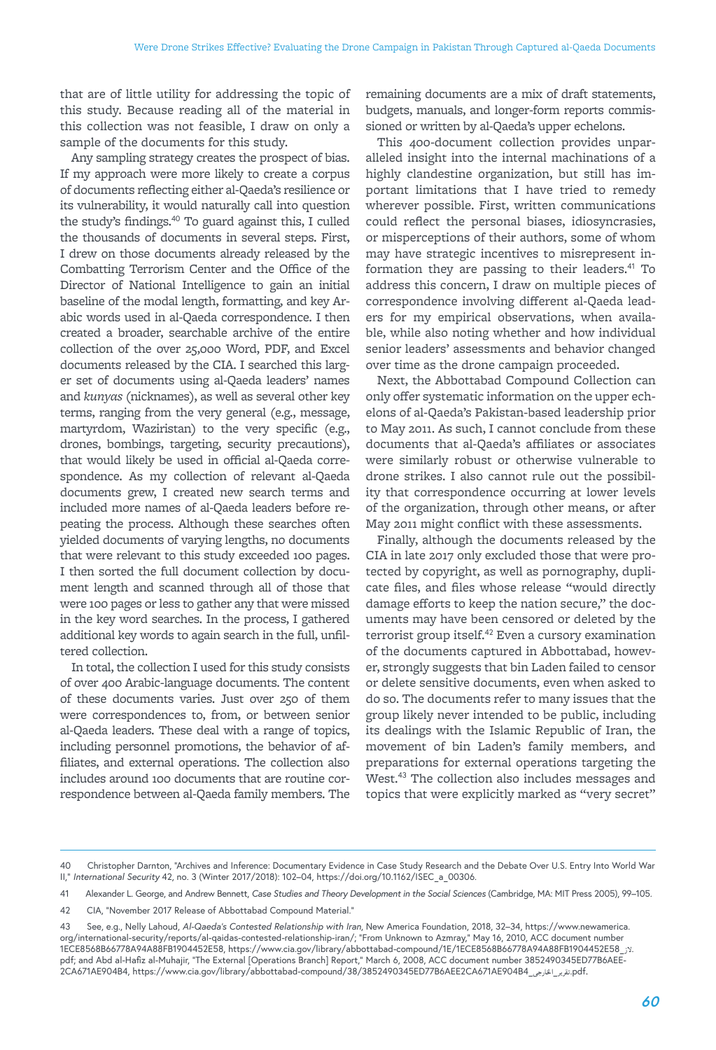that are of little utility for addressing the topic of this study. Because reading all of the material in this collection was not feasible, I draw on only a sample of the documents for this study.

Any sampling strategy creates the prospect of bias. If my approach were more likely to create a corpus of documents reflecting either al-Qaeda's resilience or its vulnerability, it would naturally call into question the study's findings.[40] To guard against this, I culled the thousands of documents in several steps. First, I drew on those documents already released by the Combatting Terrorism Center and the Office of the Director of National Intelligence to gain an initial baseline of the modal length, formatting, and key Arabic words used in al-Qaeda correspondence. I then created a broader, searchable archive of the entire collection of the over 25,000 Word, PDF, and Excel documents released by the CIA. I searched this larger set of documents using al-Qaeda leaders' names and *kunyas* (nicknames), as well as several other key terms, ranging from the very general (e.g., message, martyrdom, Waziristan) to the very specific (e.g., drones, bombings, targeting, security precautions), that would likely be used in official al-Qaeda correspondence. As my collection of relevant al-Qaeda documents grew, I created new search terms and included more names of al-Qaeda leaders before repeating the process. Although these searches often yielded documents of varying lengths, no documents that were relevant to this study exceeded 100 pages. I then sorted the full document collection by document length and scanned through all of those that were 100 pages or less to gather any that were missed in the key word searches. In the process, I gathered additional key words to again search in the full, unfiltered collection.

In total, the collection I used for this study consists of over 400 Arabic-language documents. The content of these documents varies. Just over 250 of them were correspondences to, from, or between senior al-Qaeda leaders. These deal with a range of topics, including personnel promotions, the behavior of affiliates, and external operations. The collection also includes around 100 documents that are routine correspondence between al-Qaeda family members. The remaining documents are a mix of draft statements, budgets, manuals, and longer-form reports commissioned or written by al-Qaeda's upper echelons.

This 400-document collection provides unparalleled insight into the internal machinations of a highly clandestine organization, but still has important limitations that I have tried to remedy wherever possible. First, written communications could reflect the personal biases, idiosyncrasies, or misperceptions of their authors, some of whom may have strategic incentives to misrepresent information they are passing to their leaders.[41] To address this concern, I draw on multiple pieces of correspondence involving different al-Qaeda leaders for my empirical observations, when available, while also noting whether and how individual senior leaders' assessments and behavior changed over time as the drone campaign proceeded.

Next, the Abbottabad Compound Collection can only offer systematic information on the upper echelons of al-Qaeda's Pakistan-based leadership prior to May 2011. As such, I cannot conclude from these documents that al-Qaeda's affiliates or associates were similarly robust or otherwise vulnerable to drone strikes. I also cannot rule out the possibility that correspondence occurring at lower levels of the organization, through other means, or after May 2011 might conflict with these assessments.

Finally, although the documents released by the CIA in late 2017 only excluded those that were protected by copyright, as well as pornography, duplicate files, and files whose release "would directly damage efforts to keep the nation secure," the documents may have been censored or deleted by the terrorist group itself.[42] Even a cursory examination of the documents captured in Abbottabad, however, strongly suggests that bin Laden failed to censor or delete sensitive documents, even when asked to do so. The documents refer to many issues that the group likely never intended to be public, including its dealings with the Islamic Republic of Iran, the movement of bin Laden's family members, and preparations for external operations targeting the West.[43] The collection also includes messages and topics that were explicitly marked as "very secret"

---

40 Christopher Darnton, "Archives and Inference: Documentary Evidence in Case Study Research and the Debate Over U.S. Entry Into World War II," *International Security* 42, no. 3 (Winter 2017/2018): 102–04, https://doi.org/10.1162/ISEC_a_00306.

41 Alexander L. George, and Andrew Bennett, *Case Studies and Theory Development in the Social Sciences* (Cambridge, MA: MIT Press 2005), 99–105.

42 CIA, "November 2017 Release of Abbottabad Compound Material."

43 See, e.g., Nelly Lahoud, *Al-Qaeda's Contested Relationship with Iran*, New America Foundation, 2018, 32–34, https://www.newamerica.org/international-security/reports/al-qaidas-contested-relationship-iran/; "From Unknown to Azmray," May 16, 2010, ACC document number 1ECE8568B66778A94A88FB1904452E58, https://www.cia.gov/library/abbottabad-compound/1E/1ECE8568B66778A94A88FB1904452E58_لاز.pdf; and Abd al-Hafiz al-Muhajir, "The External [Operations Branch] Report," March 6, 2008, ACC document number 3852490345ED77B6AEE2CA671AE904B4, https://www.cia.gov/library/abbottabad-compound/38/3852490345ED77B6AEE2CA671AE904B4_تقرير_الخارجي.pdf.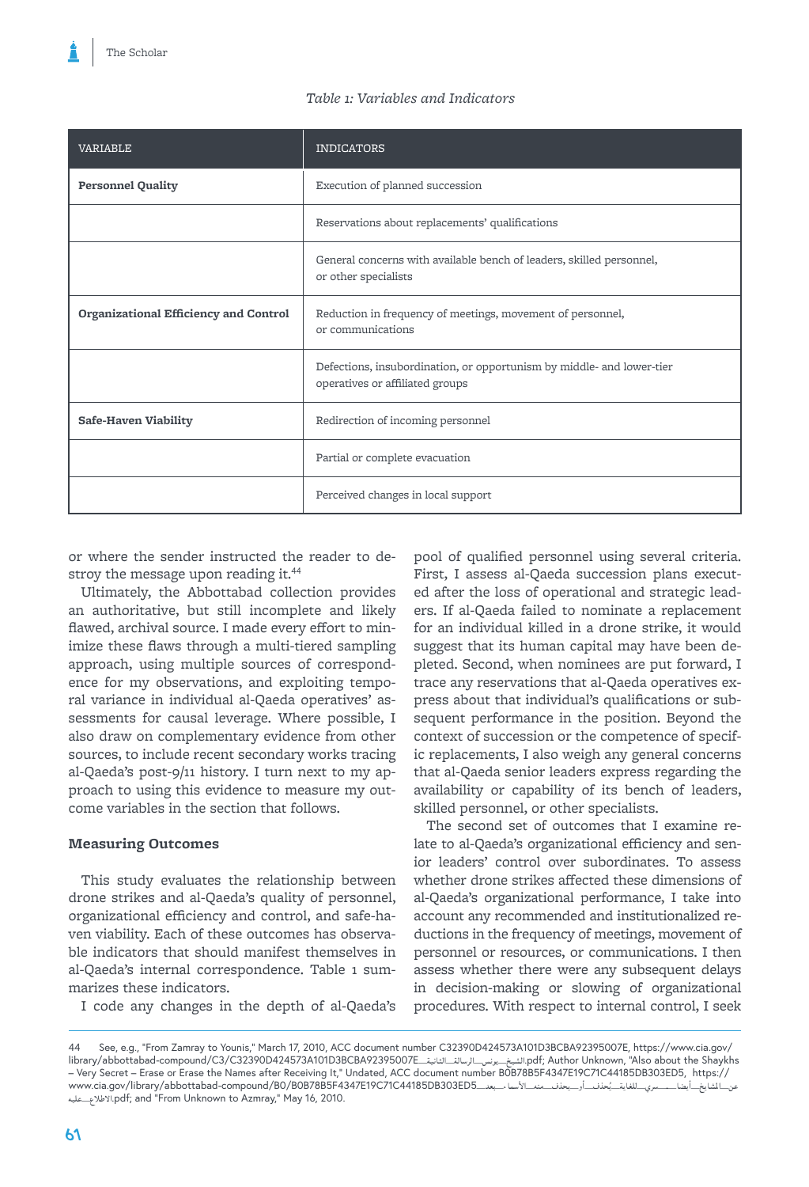*Table 1: Variables and Indicators*

| VARIABLE | INDICATORS |
|---|---|
| **Personnel Quality** | Execution of planned succession |
| | Reservations about replacements' qualifications |
| | General concerns with available bench of leaders, skilled personnel, or other specialists |
| **Organizational Efficiency and Control** | Reduction in frequency of meetings, movement of personnel, or communications |
| | Defections, insubordination, or opportunism by middle- and lower-tier operatives or affiliated groups |
| **Safe-Haven Viability** | Redirection of incoming personnel |
| | Partial or complete evacuation |
| | Perceived changes in local support |

or where the sender instructed the reader to destroy the message upon reading it.[44]

Ultimately, the Abbottabad collection provides an authoritative, but still incomplete and likely flawed, archival source. I made every effort to minimize these flaws through a multi-tiered sampling approach, using multiple sources of correspondence for my observations, and exploiting temporal variance in individual al-Qaeda operatives' assessments for causal leverage. Where possible, I also draw on complementary evidence from other sources, to include recent secondary works tracing al-Qaeda's post-9/11 history. I turn next to my approach to using this evidence to measure my outcome variables in the section that follows.

### Measuring Outcomes

This study evaluates the relationship between drone strikes and al-Qaeda's quality of personnel, organizational efficiency and control, and safe-haven viability. Each of these outcomes has observable indicators that should manifest themselves in al-Qaeda's internal correspondence. Table 1 summarizes these indicators.

I code any changes in the depth of al-Qaeda's pool of qualified personnel using several criteria. First, I assess al-Qaeda succession plans executed after the loss of operational and strategic leaders. If al-Qaeda failed to nominate a replacement for an individual killed in a drone strike, it would suggest that its human capital may have been depleted. Second, when nominees are put forward, I trace any reservations that al-Qaeda operatives express about that individual's qualifications or subsequent performance in the position. Beyond the context of succession or the competence of specific replacements, I also weigh any general concerns that al-Qaeda senior leaders express regarding the availability or capability of its bench of leaders, skilled personnel, or other specialists.

The second set of outcomes that I examine relate to al-Qaeda's organizational efficiency and senior leaders' control over subordinates. To assess whether drone strikes affected these dimensions of al-Qaeda's organizational performance, I take into account any recommended and institutionalized reductions in the frequency of meetings, movement of personnel or resources, or communications. I then assess whether there were any subsequent delays in decision-making or slowing of organizational procedures. With respect to internal control, I seek

---

44 See, e.g., "From Zamray to Younis," March 17, 2010, ACC document number C32390D424573A101D3BCBA92395007E, https://www.cia.gov/library/abbottabad-compound/C3/C32390D424573A101D3BCBA92395007E_الشيخ_يونس_الرسالة_الثانية.pdf; Author Unknown, "Also about the Shaykhs – Very Secret – Erase or Erase the Names after Receiving It," Undated, ACC document number B0B78B5F4347E19C71C44185DB303ED5, https://www.cia.gov/library/abbottabad-compound/B0/B0B78B5F4347E19C71C44185DB303ED5_عن_المشايخ_أيضا_سري_للغاية_يحذف_أو_يحذف_منه_الأسماء_بعد_الاطلاع_عليه.pdf; and "From Unknown to Azmray," May 16, 2010.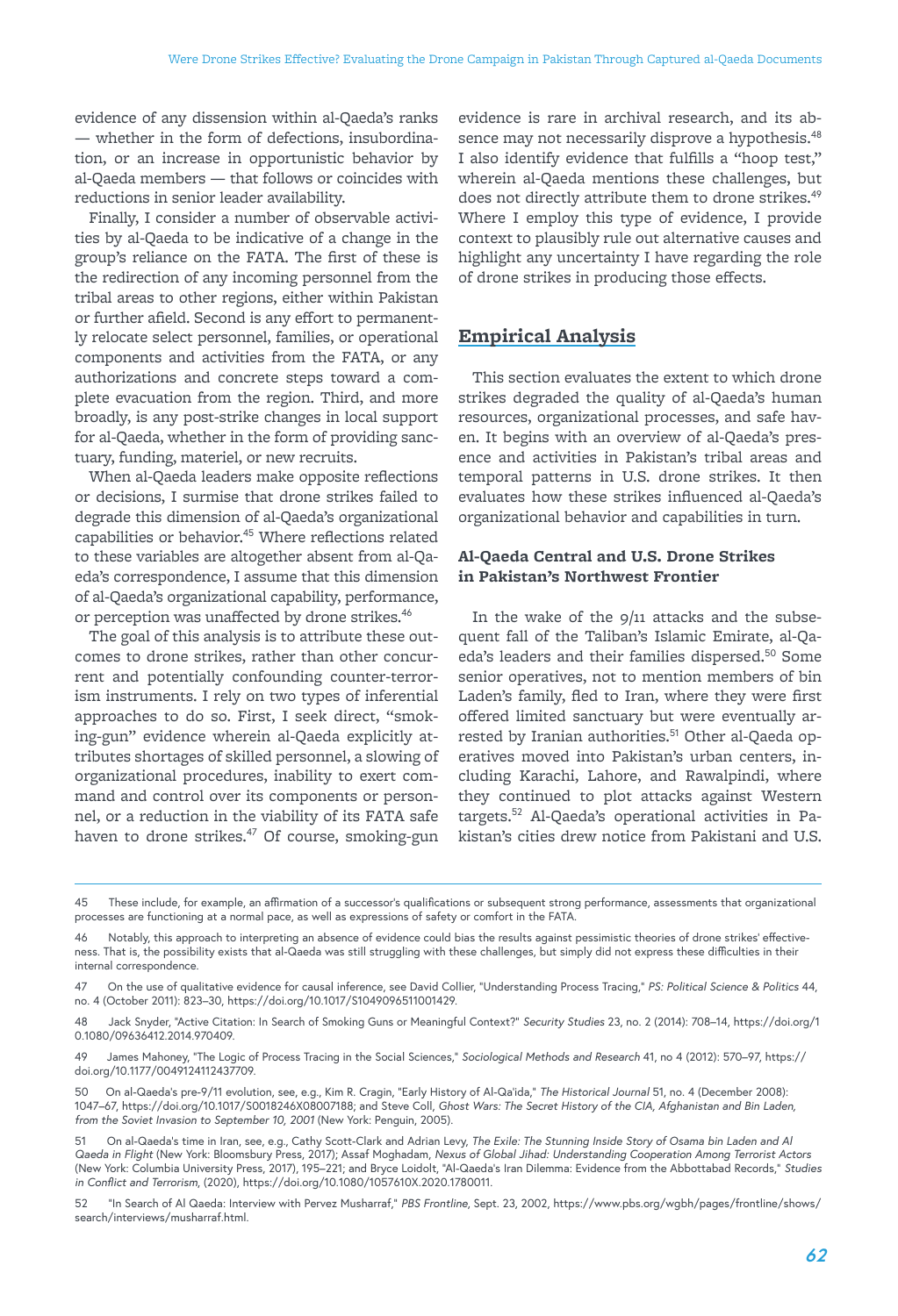evidence of any dissension within al-Qaeda's ranks — whether in the form of defections, insubordination, or an increase in opportunistic behavior by al-Qaeda members — that follows or coincides with reductions in senior leader availability.

Finally, I consider a number of observable activities by al-Qaeda to be indicative of a change in the group's reliance on the FATA. The first of these is the redirection of any incoming personnel from the tribal areas to other regions, either within Pakistan or further afield. Second is any effort to permanently relocate select personnel, families, or operational components and activities from the FATA, or any authorizations and concrete steps toward a complete evacuation from the region. Third, and more broadly, is any post-strike changes in local support for al-Qaeda, whether in the form of providing sanctuary, funding, materiel, or new recruits.

When al-Qaeda leaders make opposite reflections or decisions, I surmise that drone strikes failed to degrade this dimension of al-Qaeda's organizational capabilities or behavior.[45] Where reflections related to these variables are altogether absent from al-Qaeda's correspondence, I assume that this dimension of al-Qaeda's organizational capability, performance, or perception was unaffected by drone strikes.[46]

The goal of this analysis is to attribute these outcomes to drone strikes, rather than other concurrent and potentially confounding counter-terrorism instruments. I rely on two types of inferential approaches to do so. First, I seek direct, "smoking-gun" evidence wherein al-Qaeda explicitly attributes shortages of skilled personnel, a slowing of organizational procedures, inability to exert command and control over its components or personnel, or a reduction in the viability of its FATA safe haven to drone strikes.[47] Of course, smoking-gun evidence is rare in archival research, and its absence may not necessarily disprove a hypothesis.[48] I also identify evidence that fulfills a "hoop test," wherein al-Qaeda mentions these challenges, but does not directly attribute them to drone strikes.[49] Where I employ this type of evidence, I provide context to plausibly rule out alternative causes and highlight any uncertainty I have regarding the role of drone strikes in producing those effects.

## Empirical Analysis

This section evaluates the extent to which drone strikes degraded the quality of al-Qaeda's human resources, organizational processes, and safe haven. It begins with an overview of al-Qaeda's presence and activities in Pakistan's tribal areas and temporal patterns in U.S. drone strikes. It then evaluates how these strikes influenced al-Qaeda's organizational behavior and capabilities in turn.

### Al-Qaeda Central and U.S. Drone Strikes in Pakistan's Northwest Frontier

In the wake of the 9/11 attacks and the subsequent fall of the Taliban's Islamic Emirate, al-Qaeda's leaders and their families dispersed.[50] Some senior operatives, not to mention members of bin Laden's family, fled to Iran, where they were first offered limited sanctuary but were eventually arrested by Iranian authorities.[51] Other al-Qaeda operatives moved into Pakistan's urban centers, including Karachi, Lahore, and Rawalpindi, where they continued to plot attacks against Western targets.[52] Al-Qaeda's operational activities in Pakistan's cities drew notice from Pakistani and U.S.

---

45 These include, for example, an affirmation of a successor's qualifications or subsequent strong performance, assessments that organizational processes are functioning at a normal pace, as well as expressions of safety or comfort in the FATA.

46 Notably, this approach to interpreting an absence of evidence could bias the results against pessimistic theories of drone strikes' effectiveness. That is, the possibility exists that al-Qaeda was still struggling with these challenges, but simply did not express these difficulties in their internal correspondence.

47 On the use of qualitative evidence for causal inference, see David Collier, "Understanding Process Tracing," *PS: Political Science & Politics* 44, no. 4 (October 2011): 823–30, https://doi.org/10.1017/S1049096511001429.

48 Jack Snyder, "Active Citation: In Search of Smoking Guns or Meaningful Context?" *Security Studies* 23, no. 2 (2014): 708–14, https://doi.org/10.1080/09636412.2014.970409.

49 James Mahoney, "The Logic of Process Tracing in the Social Sciences," *Sociological Methods and Research* 41, no 4 (2012): 570–97, https://doi.org/10.1177/0049124112437709.

50 On al-Qaeda's pre-9/11 evolution, see, e.g., Kim R. Cragin, "Early History of Al-Qa'ida," *The Historical Journal* 51, no. 4 (December 2008): 1047–67, https://doi.org/10.1017/S0018246X08007188; and Steve Coll, *Ghost Wars: The Secret History of the CIA, Afghanistan and Bin Laden, from the Soviet Invasion to September 10, 2001* (New York: Penguin, 2005).

51 On al-Qaeda's time in Iran, see, e.g., Cathy Scott-Clark and Adrian Levy, *The Exile: The Stunning Inside Story of Osama bin Laden and Al Qaeda in Flight* (New York: Bloomsbury Press, 2017); Assaf Moghadam, *Nexus of Global Jihad: Understanding Cooperation Among Terrorist Actors* (New York: Columbia University Press, 2017), 195–221; and Bryce Loidolt, "Al-Qaeda's Iran Dilemma: Evidence from the Abbottabad Records," *Studies in Conflict and Terrorism*, (2020), https://doi.org/10.1080/1057610X.2020.1780011.

52 "In Search of Al Qaeda: Interview with Pervez Musharraf," *PBS Frontline*, Sept. 23, 2002, https://www.pbs.org/wgbh/pages/frontline/shows/search/interviews/musharraf.html.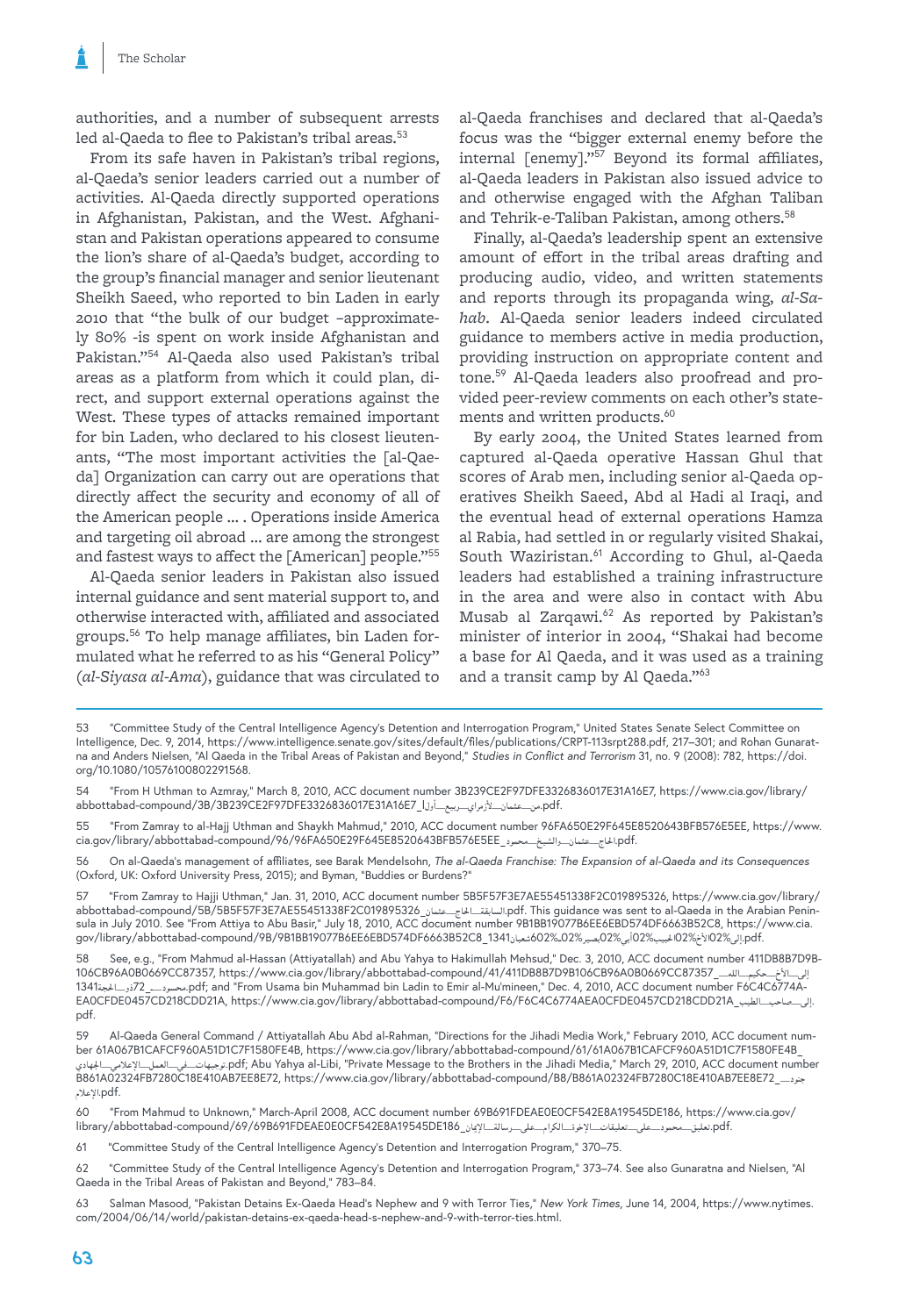authorities, and a number of subsequent arrests led al-Qaeda to flee to Pakistan's tribal areas.[53]

From its safe haven in Pakistan's tribal regions, al-Qaeda's senior leaders carried out a number of activities. Al-Qaeda directly supported operations in Afghanistan, Pakistan, and the West. Afghanistan and Pakistan operations appeared to consume the lion's share of al-Qaeda's budget, according to the group's financial manager and senior lieutenant Sheikh Saeed, who reported to bin Laden in early 2010 that "the bulk of our budget –approximately 80% -is spent on work inside Afghanistan and Pakistan."[54] Al-Qaeda also used Pakistan's tribal areas as a platform from which it could plan, direct, and support external operations against the West. These types of attacks remained important for bin Laden, who declared to his closest lieutenants, "The most important activities the [al-Qaeda] Organization can carry out are operations that directly affect the security and economy of all of the American people … . Operations inside America and targeting oil abroad … are among the strongest and fastest ways to affect the [American] people."[55]

Al-Qaeda senior leaders in Pakistan also issued internal guidance and sent material support to, and otherwise interacted with, affiliated and associated groups.[56] To help manage affiliates, bin Laden formulated what he referred to as his "General Policy" (*al-Siyasa al-Ama*), guidance that was circulated to al-Qaeda franchises and declared that al-Qaeda's focus was the "bigger external enemy before the internal [enemy]."[57] Beyond its formal affiliates, al-Qaeda leaders in Pakistan also issued advice to and otherwise engaged with the Afghan Taliban and Tehrik-e-Taliban Pakistan, among others.[58]

Finally, al-Qaeda's leadership spent an extensive amount of effort in the tribal areas drafting and producing audio, video, and written statements and reports through its propaganda wing, *al-Sahab*. Al-Qaeda senior leaders indeed circulated guidance to members active in media production, providing instruction on appropriate content and tone.[59] Al-Qaeda leaders also proofread and provided peer-review comments on each other's statements and written products.[60]

By early 2004, the United States learned from captured al-Qaeda operative Hassan Ghul that scores of Arab men, including senior al-Qaeda operatives Sheikh Saeed, Abd al Hadi al Iraqi, and the eventual head of external operations Hamza al Rabia, had settled in or regularly visited Shakai, South Waziristan.[61] According to Ghul, al-Qaeda leaders had established a training infrastructure in the area and were also in contact with Abu Musab al Zarqawi.[62] As reported by Pakistan's minister of interior in 2004, "Shakai had become a base for Al Qaeda, and it was used as a training and a transit camp by Al Qaeda."[63]

---

53 "Committee Study of the Central Intelligence Agency's Detention and Interrogation Program," United States Senate Select Committee on Intelligence, Dec. 9, 2014, https://www.intelligence.senate.gov/sites/default/files/publications/CRPT-113srpt288.pdf, 217–301; and Rohan Gunaratna and Anders Nielsen, "Al Qaeda in the Tribal Areas of Pakistan and Beyond," *Studies in Conflict and Terrorism* 31, no. 9 (2008): 782, https://doi.org/10.1080/10576100802291568.

54 "From H Uthman to Azmray," March 8, 2010, ACC document number 3B239CE2F97DFE3326836017E31A16E7, https://www.cia.gov/library/abbottabad-compound/3B/3B239CE2F97DFE3326836017E31A16E7_من—عثمان—لأزمراي—ربيع—أول_I.pdf.

55 "From Zamray to al-Hajj Uthman and Shaykh Mahmud," 2010, ACC document number 96FA650E29F645E8520643BFB576E5EE, https://www.cia.gov/library/abbottabad-compound/96/96FA650E29F645E8520643BFB576E5EE_الحاج—عثمان—والشيخ—محمود.pdf.

56 On al-Qaeda's management of affiliates, see Barak Mendelsohn, *The al-Qaeda Franchise: The Expansion of al-Qaeda and its Consequences* (Oxford, UK: Oxford University Press, 2015); and Byman, "Buddies or Burdens?"

57 "From Zamray to Hajji Uthman," Jan. 31, 2010, ACC document number 5B5F57F3E7AE55451338F2C019895326, https://www.cia.gov/library/abbottabad-compound/5B/5B5F57F3E7AE55451338F2C019895326_السابقة—الحاج—عثمان.pdf. This guidance was sent to al-Qaeda in the Arabian Peninsula in July 2010. See "From Attiya to Abu Basir," July 18, 2010, ACC document number 9B1BB19077B6EE6EBD574DF6663B52C8, https://www.cia.gov/library/abbottabad-compound/9B/9B1BB19077B6EE6EBD574DF6663B52C8_1341شعبان%602%20بصير%20أبي%20الحبيب%20الأخ%20إلى.pdf.

58 See, e.g., "From Mahmud al-Hassan (Attiyatallah) and Abu Yahya to Hakimullah Mehsud," Dec. 3, 2010, ACC document number 411DB8B7D9B106CB96A0B0669CC87357, https://www.cia.gov/library/abbottabad-compound/41/411DB8B7D9B106CB96A0B0669CC87357_إلى—الأخ—حكيم—الله—محسود—72_ذو—الحجة1341.pdf; and "From Usama bin Muhammad bin Ladin to Emir al-Mu'mineen," Dec. 4, 2010, ACC document number F6C4C6774AEA0CFDE0457CD218CDD21A, https://www.cia.gov/library/abbottabad-compound/F6/F6C4C6774AEA0CFDE0457CD218CDD21A_إلى—صاحب—الطيب.pdf.

59 Al-Qaeda General Command / Attiyatallah Abu Abd al-Rahman, "Directions for the Jihadi Media Work," February 2010, ACC document number 61A067B1CAFCF960A51D1C7F1580FE4B, https://www.cia.gov/library/abbottabad-compound/61/61A067B1CAFCF960A51D1C7F1580FE4B_توجيهات—في—العمل—الاعلامي—الجهادي.pdf; Abu Yahya al-Libi, "Private Message to the Brothers in the Jihadi Media," March 29, 2010, ACC document number B861A02324FB7280C18E410AB7EE8E72, https://www.cia.gov/library/abbottabad-compound/B8/B861A02324FB7280C18E410AB7EE8E72_جنود—الإعلام.pdf.

60 "From Mahmud to Unknown," March-April 2008, ACC document number 69B691FDEAE0E0CF542E8A19545DE186, https://www.cia.gov/library/abbottabad-compound/69/69B691FDEAE0E0CF542E8A19545DE186_تعليق—محمود—على—تعليقات—الإخوة—الكرام—على—رسالة—الإيمان.pdf.

61 "Committee Study of the Central Intelligence Agency's Detention and Interrogation Program," 370–75.

62 "Committee Study of the Central Intelligence Agency's Detention and Interrogation Program," 373–74. See also Gunaratna and Nielsen, "Al Qaeda in the Tribal Areas of Pakistan and Beyond," 783–84.

63 Salman Masood, "Pakistan Detains Ex-Qaeda Head's Nephew and 9 with Terror Ties," *New York Times*, June 14, 2004, https://www.nytimes.com/2004/06/14/world/pakistan-detains-ex-qaeda-head-s-nephew-and-9-with-terror-ties.html.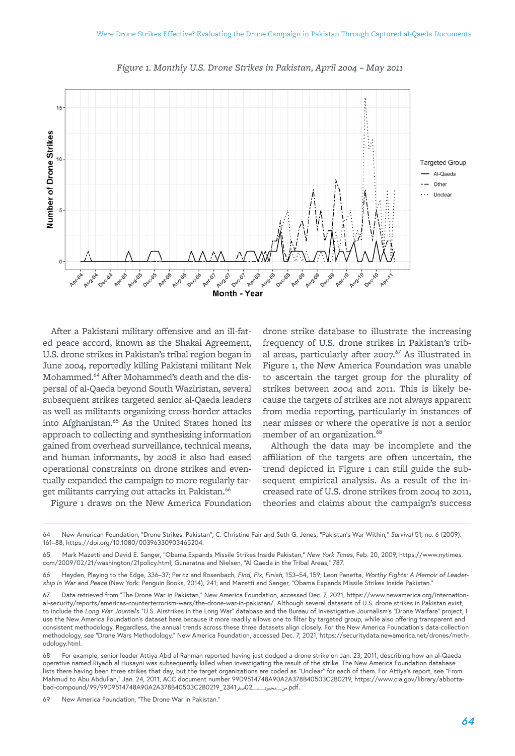*Figure 1. Monthly U.S. Drone Strikes in Pakistan, April 2004 – May 2011*

After a Pakistani military offensive and an ill-fated peace accord, known as the Shakai Agreement, U.S. drone strikes in Pakistan's tribal region began in June 2004, reportedly killing Pakistani militant Nek Mohammed.[64] After Mohammed's death and the dispersal of al-Qaeda beyond South Waziristan, several subsequent strikes targeted senior al-Qaeda leaders as well as militants organizing cross-border attacks into Afghanistan.[65] As the United States honed its approach to collecting and synthesizing information gained from overhead surveillance, technical means, and human informants, by 2008 it also had eased operational constraints on drone strikes and eventually expanded the campaign to more regularly target militants carrying out attacks in Pakistan.[66]

Figure 1 draws on the New America Foundation drone strike database to illustrate the increasing frequency of U.S. drone strikes in Pakistan's tribal areas, particularly after 2007.[67] As illustrated in Figure 1, the New America Foundation was unable to ascertain the target group for the plurality of strikes between 2004 and 2011. This is likely because the targets of strikes are not always apparent from media reporting, particularly in instances of near misses or where the operative is not a senior member of an organization.[68]

Although the data may be incomplete and the affiliation of the targets are often uncertain, the trend depicted in Figure 1 can still guide the subsequent empirical analysis. As a result of the increased rate of U.S. drone strikes from 2004 to 2011, theories and claims about the campaign's success

---

64 New American Foundation, "Drone Strikes: Pakistan"; C. Christine Fair and Seth G. Jones, "Pakistan's War Within," *Survival* 51, no. 6 (2009): 161–88, https://doi.org/10.1080/00396330903465204.

65 Mark Mazetti and David E. Sanger, "Obama Expands Missile Strikes Inside Pakistan," *New York Times*, Feb. 20, 2009, https://www.nytimes.com/2009/02/21/washington/21policy.html; Gunaratna and Nielsen, "Al Qaeda in the Tribal Areas," 787.

66 Hayden, Playing to the Edge, 336–37; Peritz and Rosenbach, *Find, Fix, Finish*, 153–54, 159; Leon Panetta, *Worthy Fights: A Memoir of Leadership in War and Peace* (New York: Penguin Books, 2014), 241; and Mazetti and Sanger, "Obama Expands Missile Strikes Inside Pakistan."

67 Data retrieved from "The Drone War in Pakistan," New America Foundation, accessed Dec. 7, 2021, https://www.newamerica.org/international-security/reports/americas-counterterrorism-wars/the-drone-war-in-pakistan/. Although several datasets of U.S. drone strikes in Pakistan exist, to include the *Long War Journal*'s "U.S. Airstrikes in the Long War" database and the Bureau of Investigative Journalism's "Drone Warfare" project, I use the New America Foundation's dataset here because it more readily allows one to filter by targeted group, while also offering transparent and consistent methodology. Regardless, the annual trends across these three datasets align closely. For the New America Foundation's data-collection methodology, see "Drone Wars Methodology," New America Foundation, accessed Dec. 7, 2021, https://securitydata.newamerica.net/drones/methodology.html.

68 For example, senior leader Attiya Abd al Rahman reported having just dodged a drone strike on Jan. 23, 2011, describing how an al-Qaeda operative named Riyadh al Husayni was subsequently killed when investigating the result of the strike. The New America Foundation database lists there having been three strikes that day, but the target organizations are coded as "Unclear" for each of them. For Attiya's report, see "From Mahmud to Abu Abdullah," Jan. 24, 2011, ACC document number 99D9514748A90A2A378B40503C2B0219, https://www.cia.gov/library/abbottabad-compound/99/99D9514748A90A2A378B40503C2B0219_2341صفر02_من_محمود.pdf.

69 New America Foundation, "The Drone War in Pakistan."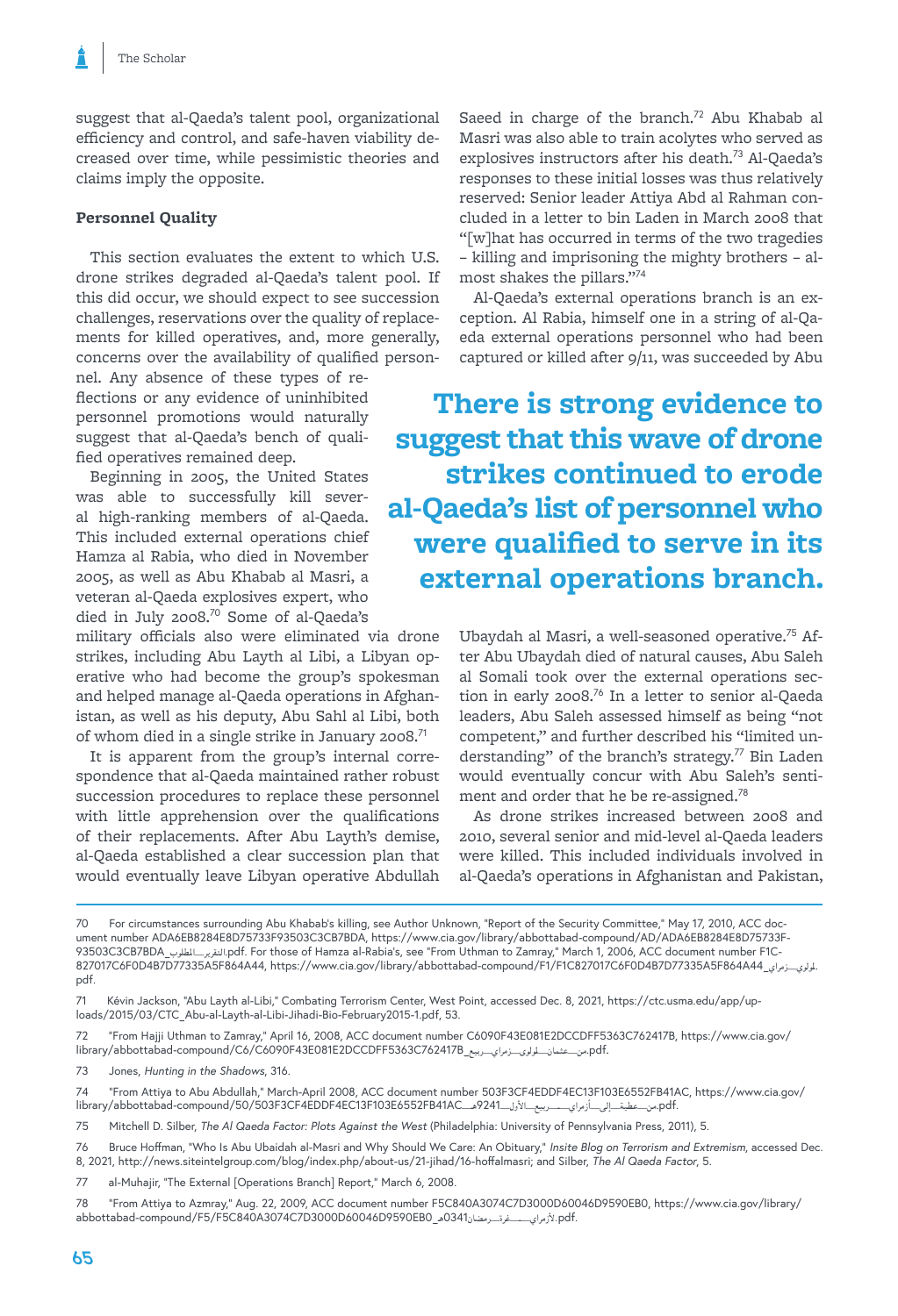suggest that al-Qaeda's talent pool, organizational efficiency and control, and safe-haven viability decreased over time, while pessimistic theories and claims imply the opposite.

### Personnel Quality

This section evaluates the extent to which U.S. drone strikes degraded al-Qaeda's talent pool. If this did occur, we should expect to see succession challenges, reservations over the quality of replacements for killed operatives, and, more generally, concerns over the availability of qualified personnel. Any absence of these types of reflections or any evidence of uninhibited personnel promotions would naturally suggest that al-Qaeda's bench of qualified operatives remained deep.

Beginning in 2005, the United States was able to successfully kill several high-ranking members of al-Qaeda. This included external operations chief Hamza al Rabia, who died in November 2005, as well as Abu Khabab al Masri, a veteran al-Qaeda explosives expert, who died in July 2008.[70] Some of al-Qaeda's military officials also were eliminated via drone strikes, including Abu Layth al Libi, a Libyan operative who had become the group's spokesman and helped manage al-Qaeda operations in Afghanistan, as well as his deputy, Abu Sahl al Libi, both of whom died in a single strike in January 2008.[71]

It is apparent from the group's internal correspondence that al-Qaeda maintained rather robust succession procedures to replace these personnel with little apprehension over the qualifications of their replacements. After Abu Layth's demise, al-Qaeda established a clear succession plan that would eventually leave Libyan operative Abdullah Saeed in charge of the branch.[72] Abu Khabab al Masri was also able to train acolytes who served as explosives instructors after his death.[73] Al-Qaeda's responses to these initial losses was thus relatively reserved: Senior leader Attiya Abd al Rahman concluded in a letter to bin Laden in March 2008 that "[w]hat has occurred in terms of the two tragedies – killing and imprisoning the mighty brothers – almost shakes the pillars."[74]

Al-Qaeda's external operations branch is an exception. Al Rabia, himself one in a string of al-Qaeda external operations personnel who had been captured or killed after 9/11, was succeeded by Abu Ubaydah al Masri, a well-seasoned operative.[75] After Abu Ubaydah died of natural causes, Abu Saleh al Somali took over the external operations section in early 2008.[76] In a letter to senior al-Qaeda leaders, Abu Saleh assessed himself as being "not competent," and further described his "limited understanding" of the branch's strategy.[77] Bin Laden would eventually concur with Abu Saleh's sentiment and order that he be re-assigned.[78]

**There is strong evidence to suggest that this wave of drone strikes continued to erode al-Qaeda's list of personnel who were qualified to serve in its external operations branch.**

As drone strikes increased between 2008 and 2010, several senior and mid-level al-Qaeda leaders were killed. This included individuals involved in al-Qaeda's operations in Afghanistan and Pakistan,

---

70 For circumstances surrounding Abu Khabab's killing, see Author Unknown, "Report of the Security Committee," May 17, 2010, ACC document number ADA6EB8284E8D75733F93503C3CB7BDA, https://www.cia.gov/library/abbottabad-compound/AD/ADA6EB8284E8D75733F93503C3CB7BDA_التقرير_المطلوب.pdf. For those of Hamza al-Rabia's, see "From Uthman to Zamray," March 1, 2006, ACC document number F1C827017C6F0D4B7D77335A5F864A44, https://www.cia.gov/library/abbottabad-compound/F1/F1C827017C6F0D4B7D77335A5F864A44_لمولوي_زمراي.pdf.

71 Kévin Jackson, "Abu Layth al-Libi," Combating Terrorism Center, West Point, accessed Dec. 8, 2021, https://ctc.usma.edu/app/uploads/2015/03/CTC_Abu-al-Layth-al-Libi-Jihadi-Bio-February2015-1.pdf, 53.

72 "From Hajji Uthman to Zamray," April 16, 2008, ACC document number C6090F43E081E2DCCDFF5363C762417B, https://www.cia.gov/library/abbottabad-compound/C6/C6090F43E081E2DCCDFF5363C762417B_من_عثمان_لمولوي_زمراي_ربيع.pdf.

73 Jones, *Hunting in the Shadows*, 316.

74 "From Attiya to Abu Abdullah," March-April 2008, ACC document number 503F3CF4EDDF4EC13F103E6552FB41AC, https://www.cia.gov/library/abbottabad-compound/50/503F3CF4EDDF4EC13F103E6552FB41AC_من_عطية_إلى_أزمراي_ربيع_الأول_1429هـ.pdf.

75 Mitchell D. Silber, *The Al Qaeda Factor: Plots Against the West* (Philadelphia: University of Pennsylvania Press, 2011), 5.

76 Bruce Hoffman, "Who Is Abu Ubaidah al-Masri and Why Should We Care: An Obituary," *Insite Blog on Terrorism and Extremism*, accessed Dec. 8, 2021, http://news.siteintelgroup.com/blog/index.php/about-us/21-jihad/16-hoffalmasri; and Silber, *The Al Qaeda Factor*, 5.

77 al-Muhajir, "The External [Operations Branch] Report," March 6, 2008.

78 "From Attiya to Azmray," Aug. 22, 2009, ACC document number F5C840A3074C7D3000D60046D9590EB0, https://www.cia.gov/library/abbottabad-compound/F5/F5C840A3074C7D3000D60046D9590EB0_لأزمراي_غرة_رمضان1430هـ.pdf.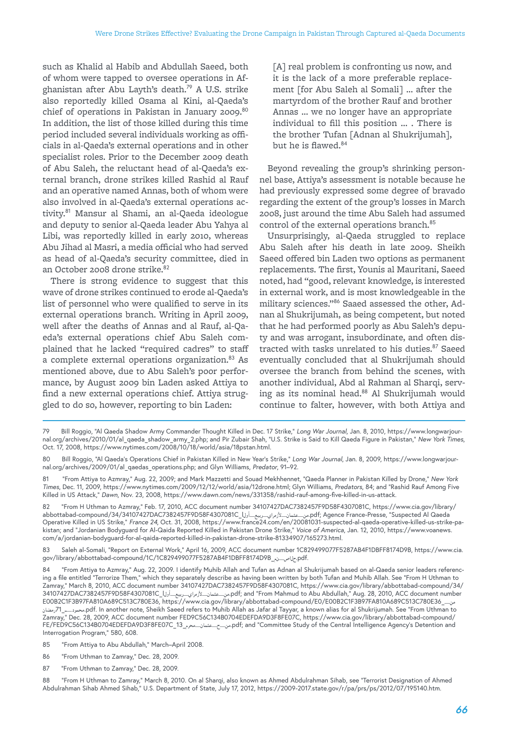such as Khalid al Habib and Abdullah Saeed, both of whom were tapped to oversee operations in Afghanistan after Abu Layth's death.[79] A U.S. strike also reportedly killed Osama al Kini, al-Qaeda's chief of operations in Pakistan in January 2009.[80] In addition, the list of those killed during this time period included several individuals working as officials in al-Qaeda's external operations and in other specialist roles. Prior to the December 2009 death of Abu Saleh, the reluctant head of al-Qaeda's external branch, drone strikes killed Rashid al Rauf and an operative named Annas, both of whom were also involved in al-Qaeda's external operations activity.[81] Mansur al Shami, an al-Qaeda ideologue and deputy to senior al-Qaeda leader Abu Yahya al Libi, was reportedly killed in early 2010, whereas Abu Jihad al Masri, a media official who had served as head of al-Qaeda's security committee, died in an October 2008 drone strike.[82]

There is strong evidence to suggest that this wave of drone strikes continued to erode al-Qaeda's list of personnel who were qualified to serve in its external operations branch. Writing in April 2009, well after the deaths of Annas and al Rauf, al-Qaeda's external operations chief Abu Saleh complained that he lacked "required cadres" to staff a complete external operations organization.[83] As mentioned above, due to Abu Saleh's poor performance, by August 2009 bin Laden asked Attiya to find a new external operations chief. Attiya struggled to do so, however, reporting to bin Laden:

> [A] real problem is confronting us now, and it is the lack of a more preferable replacement [for Abu Saleh al Somali] ... after the martyrdom of the brother Rauf and brother Annas ... we no longer have an appropriate individual to fill this position ... . There is the brother Tufan [Adnan al Shukrijumah], but he is flawed.[84]

Beyond revealing the group's shrinking personnel base, Attiya's assessment is notable because he had previously expressed some degree of bravado regarding the extent of the group's losses in March 2008, just around the time Abu Saleh had assumed control of the external operations branch.[85]

Unsurprisingly, al-Qaeda struggled to replace Abu Saleh after his death in late 2009. Sheikh Saeed offered bin Laden two options as permanent replacements. The first, Younis al Mauritani, Saeed noted, had "good, relevant knowledge, is interested in external work, and is most knowledgeable in the military sciences."[86] Saaed assessed the other, Adnan al Shukrijumah, as being competent, but noted that he had performed poorly as Abu Saleh's deputy and was arrogant, insubordinate, and often distracted with tasks unrelated to his duties.[87] Saeed eventually concluded that al Shukrijumah should oversee the branch from behind the scenes, with another individual, Abd al Rahman al Sharqi, serving as its nominal head.[88] Al Shukrijumah would continue to falter, however, with both Attiya and

---

79 Bill Roggio, "Al Qaeda Shadow Army Commander Thought Killed in Dec. 17 Strike," *Long War Journal*, Jan. 8, 2010, https://www.longwarjournal.org/archives/2010/01/al_qaeda_shadow_army_2.php; and Pir Zubair Shah, "U.S. Strike is Said to Kill Qaeda Figure in Pakistan," *New York Times*, Oct. 17, 2008, https://www.nytimes.com/2008/10/18/world/asia/18pstan.html.

80 Bill Roggio, "Al Qaeda's Operations Chief in Pakistan Killed in New Year's Strike," *Long War Journal*, Jan. 8, 2009, https://www.longwarjournal.org/archives/2009/01/al_qaedas_operations.php; and Glyn Williams, *Predator*, 91–92.

81 "From Attiya to Azmray," Aug. 22, 2009; and Mark Mazzetti and Souad Mekhhennet, "Qaeda Planner in Pakistan Killed by Drone," *New York Times*, Dec. 11, 2009, https://www.nytimes.com/2009/12/12/world/asia/12drone.html; Glyn Williams, *Predators*, 84; and "Rashid Rauf Among Five Killed in US Attack," *Dawn*, Nov. 23, 2008, https://www.dawn.com/news/331358/rashid-rauf-among-five-killed-in-us-attack.

82 "From H Uthman to Azmray," Feb. 17, 2010, ACC document number 34107427DAC7382457F9D58F4307081C, https://www.cia.gov/library/abbottabad-compound/34/34107427DAC7382457F9D58F4307081C_من-عثمان-لأزمراي-ربيع-أول.pdf; Agence France-Presse, "Suspected Al Qaeda Operative Killed in US Strike," *France 24*, Oct. 31, 2008, https://www.france24.com/en/20081031-suspected-al-qaeda-operative-killed-us-strike-pakistan; and "Jordanian Bodyguard for Al-Qaida Reported Killed in Pakistan Drone Strike," *Voice of America*, Jan. 12, 2010, https://www.voanews.com/a/jordanian-bodyguard-for-al-qaida-reported-killed-in-pakistan-drone-strike-81334907/165273.html.

83 Saleh al-Somali, "Report on External Work," April 16, 2009, ACC document number 1C829499077F5287AB4F1DBFF8174D9B, https://www.cia.gov/library/abbottabad-compound/1C/1C829499077F5287AB4F1DBFF8174D9B_صالح-نه.pdf.

84 "From Attiya to Azmray," Aug. 22, 2009. I identify Muhib Allah and Tufan as Adnan al Shukrijumah based on al-Qaeda senior leaders referencing a file entitled "Terrorize Them," which they separately describe as having been written by both Tufan and Muhib Allah. See "From H Uthman to Zamray," March 8, 2010, ACC document number 34107427DAC7382457F9D58F4307081C, https://www.cia.gov/library/abbottabad-compound/34/34107427DAC7382457F9D58F4307081C_من-عثمان-لأزمراي-ربيع-أول.pdf; and "From Mahmud to Abu Abdullah," Aug. 28, 2010, ACC document number E00B2C1F3B97FA810A689C513C780E36, https://www.cia.gov/library/abbottabad-compound/E0/E00B2C1F3B97FA810A689C513C780E36_من-محمود-ـه_71رمضان.pdf. In another note, Sheikh Saeed refers to Muhib Allah as Jafar al Tayyar, a known alias for al Shukrijumah. See "From Uthman to Zamray," Dec. 28, 2009, ACC document number FED9C56C134B0704EDEFDA9D3F8FE07C, https://www.cia.gov/library/abbottabad-compound/FE/FED9C56C134B0704EDEFDA9D3F8FE07C_13_من-ح-عثمان-محرم.pdf; and "Committee Study of the Central Intelligence Agency's Detention and Interrogation Program," 580, 608.

85 "From Attiya to Abu Abdullah," March–April 2008.

86 "From Uthman to Zamray," Dec. 28, 2009.

87 "From Uthman to Zamray," Dec. 28, 2009.

88 "From H Uthman to Zamray," March 8, 2010. On al Sharqi, also known as Ahmed Abdulrahman Sihab, see "Terrorist Designation of Ahmed Abdulrahman Sihab Ahmed Sihab," U.S. Department of State, July 17, 2012, https://2009-2017.state.gov/r/pa/prs/ps/2012/07/195140.htm.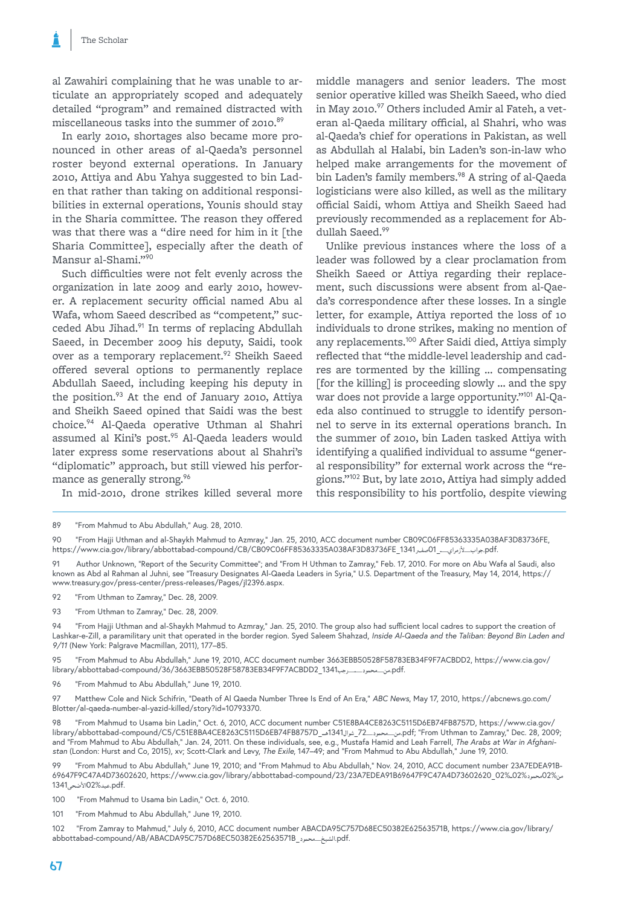al Zawahiri complaining that he was unable to articulate an appropriately scoped and adequately detailed "program" and remained distracted with miscellaneous tasks into the summer of 2010.[89]

In early 2010, shortages also became more pronounced in other areas of al-Qaeda's personnel roster beyond external operations. In January 2010, Attiya and Abu Yahya suggested to bin Laden that rather than taking on additional responsibilities in external operations, Younis should stay in the Sharia committee. The reason they offered was that there was a "dire need for him in it [the Sharia Committee], especially after the death of Mansur al-Shami."[90]

Such difficulties were not felt evenly across the organization in late 2009 and early 2010, however. A replacement security official named Abu al Wafa, whom Saeed described as "competent," succeded Abu Jihad.[91] In terms of replacing Abdullah Saeed, in December 2009 his deputy, Saidi, took over as a temporary replacement.[92] Sheikh Saeed offered several options to permanently replace Abdullah Saeed, including keeping his deputy in the position.[93] At the end of January 2010, Attiya and Sheikh Saeed opined that Saidi was the best choice.[94] Al-Qaeda operative Uthman al Shahri assumed al Kini's post.[95] Al-Qaeda leaders would later express some reservations about al Shahri's "diplomatic" approach, but still viewed his performance as generally strong.[96]

In mid-2010, drone strikes killed several more middle managers and senior leaders. The most senior operative killed was Sheikh Saeed, who died in May 2010.[97] Others included Amir al Fateh, a veteran al-Qaeda military official, al Shahri, who was al-Qaeda's chief for operations in Pakistan, as well as Abdullah al Halabi, bin Laden's son-in-law who helped make arrangements for the movement of bin Laden's family members.[98] A string of al-Qaeda logisticians were also killed, as well as the military official Saidi, whom Attiya and Sheikh Saeed had previously recommended as a replacement for Abdullah Saeed.[99]

Unlike previous instances where the loss of a leader was followed by a clear proclamation from Sheikh Saeed or Attiya regarding their replacement, such discussions were absent from al-Qaeda's correspondence after these losses. In a single letter, for example, Attiya reported the loss of 10 individuals to drone strikes, making no mention of any replacements.[100] After Saidi died, Attiya simply reflected that "the middle-level leadership and cadres are tormented by the killing … compensating [for the killing] is proceeding slowly … and the spy war does not provide a large opportunity."[101] Al-Qaeda also continued to struggle to identify personnel to serve in its external operations branch. In the summer of 2010, bin Laden tasked Attiya with identifying a qualified individual to assume "general responsibility" for external work across the "regions."[102] But, by late 2010, Attiya had simply added this responsibility to his portfolio, despite viewing

---

89 "From Mahmud to Abu Abdullah," Aug. 28, 2010.

90 "From Hajji Uthman and al-Shaykh Mahmud to Azmray," Jan. 25, 2010, ACC document number CB09C06FF85363335A038AF3D83736FE, https://www.cia.gov/library/abbottabad-compound/CB/CB09C06FF85363335A038AF3D83736FE_1341جواب_لأزمراي_01صفر.pdf.

91 Author Unknown, "Report of the Security Committee"; and "From H Uthman to Zamray," Feb. 17, 2010. For more on Abu Wafa al Saudi, also known as Abd al Rahman al Juhni, see "Treasury Designates Al-Qaeda Leaders in Syria," U.S. Department of the Treasury, May 14, 2014, https://www.treasury.gov/press-center/press-releases/Pages/jl2396.aspx.

92 "From Uthman to Zamray," Dec. 28, 2009.

93 "From Uthman to Zamray," Dec. 28, 2009.

94 "From Hajji Uthman and al-Shaykh Mahmud to Azmray," Jan. 25, 2010. The group also had sufficient local cadres to support the creation of Lashkar-e-Zill, a paramilitary unit that operated in the border region. Syed Saleem Shahzad, *Inside Al-Qaeda and the Taliban: Beyond Bin Laden and 9/11* (New York: Palgrave Macmillan, 2011), 177–85.

95 "From Mahmud to Abu Abdullah," June 19, 2010, ACC document number 3663EBB50528F58783EB34F9F7ACBDD2, https://www.cia.gov/library/abbottabad-compound/36/3663EBB50528F58783EB34F9F7ACBDD2_1341من_محمود_رجب.pdf.

96 "From Mahmud to Abu Abdullah," June 19, 2010.

97 Matthew Cole and Nick Schifrin, "Death of Al Qaeda Number Three Is End of An Era," *ABC News*, May 17, 2010, https://abcnews.go.com/Blotter/al-qaeda-number-al-yazid-killed/story?id=10793370.

98 "From Mahmud to Usama bin Laden," Oct. 6, 2010, ACC document number C51E8BA4CE8263C5115D6EB74FB8757D, https://www.cia.gov/library/abbottabad-compound/C5/C51E8BA4CE8263C5115D6EB74FB8757D_من_محمود_72_شوال1341هـ.pdf; "From Uthman to Zamray," Dec. 28, 2009; and "From Mahmud to Abu Abdullah," Jan. 24, 2011. On these individuals, see, e.g., Mustafa Hamid and Leah Farrell, *The Arabs at War in Afghanistan* (London: Hurst and Co, 2015), xv; Scott-Clark and Levy, *The Exile*, 147–49; and "From Mahmud to Abu Abdullah," June 19, 2010.

99 "From Mahmud to Abu Abdullah," June 19, 2010; and "From Mahmud to Abu Abdullah," Nov. 24, 2010, ACC document number 23A7EDEA91B69647F9C47A4D73602620, https://www.cia.gov/library/abbottabad-compound/23/23A7EDEA91B69647F9C47A4D73602620_02%من02%محمود02%عيد02%الأضحى1341.pdf.

100 "From Mahmud to Usama bin Laden," Oct. 6, 2010.

101 "From Mahmud to Abu Abdullah," June 19, 2010.

102 "From Zamray to Mahmud," July 6, 2010, ACC document number ABACDA95C757D68EC50382E62563571B, https://www.cia.gov/library/abbottabad-compound/AB/ABACDA95C757D68EC50382E62563571B_الشيخ_محمود.pdf.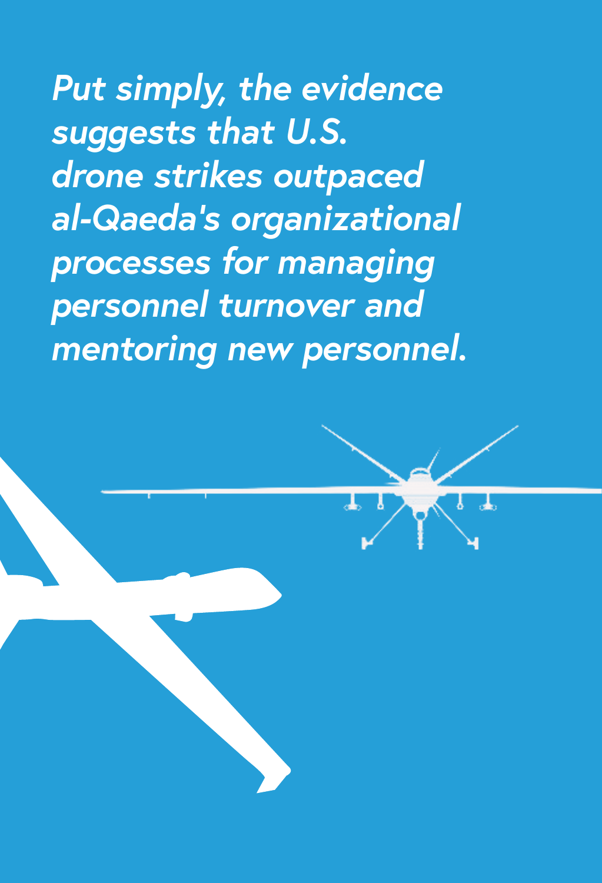*Put simply, the evidence suggests that U.S. drone strikes outpaced al-Qaeda's organizational processes for managing personnel turnover and mentoring new personnel.*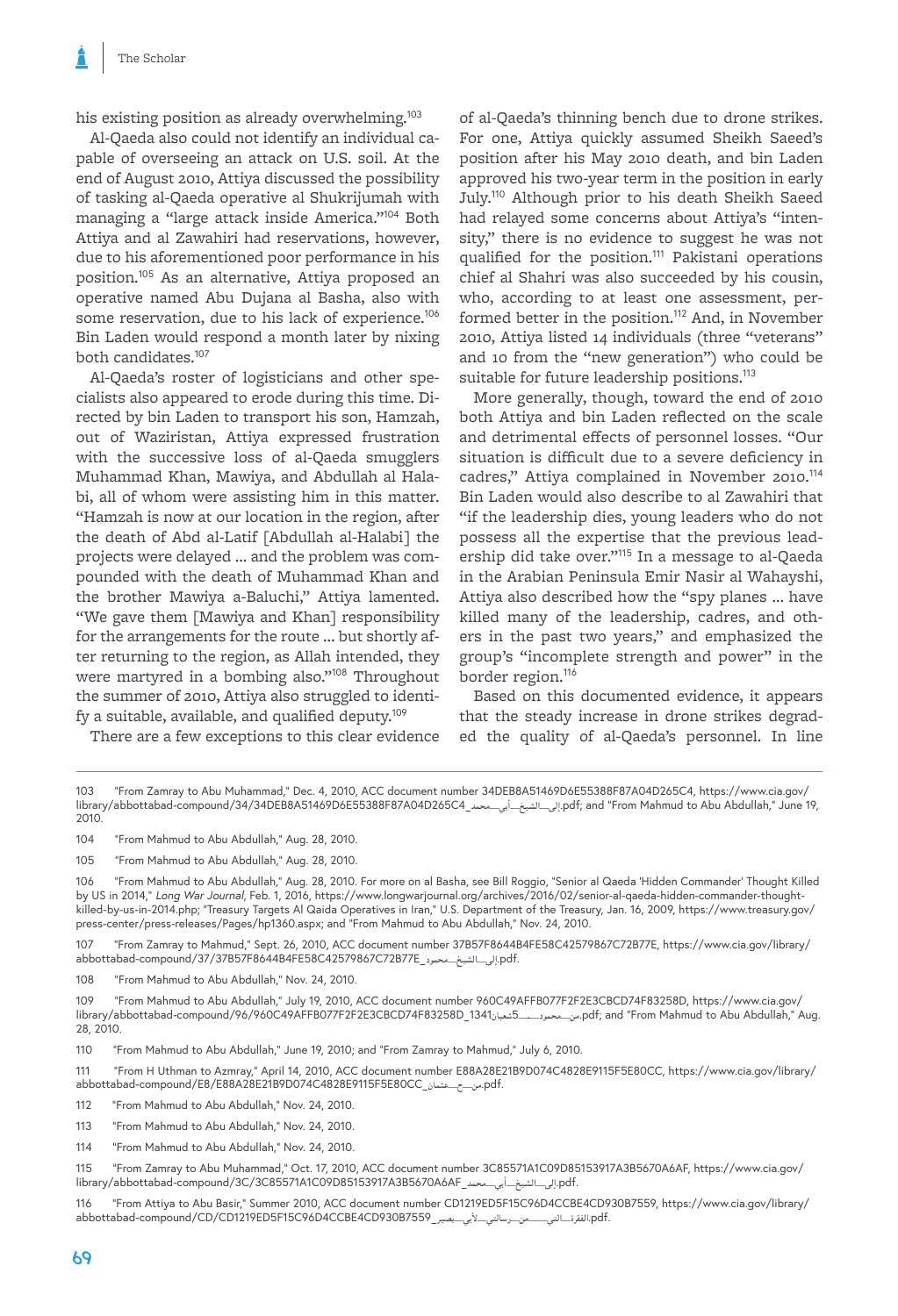his existing position as already overwhelming.[103]

Al-Qaeda also could not identify an individual capable of overseeing an attack on U.S. soil. At the end of August 2010, Attiya discussed the possibility of tasking al-Qaeda operative al Shukrijumah with managing a "large attack inside America."[104] Both Attiya and al Zawahiri had reservations, however, due to his aforementioned poor performance in his position.[105] As an alternative, Attiya proposed an operative named Abu Dujana al Basha, also with some reservation, due to his lack of experience.[106] Bin Laden would respond a month later by nixing both candidates.[107]

Al-Qaeda's roster of logisticians and other specialists also appeared to erode during this time. Directed by bin Laden to transport his son, Hamzah, out of Waziristan, Attiya expressed frustration with the successive loss of al-Qaeda smugglers Muhammad Khan, Mawiya, and Abdullah al Halabi, all of whom were assisting him in this matter. "Hamzah is now at our location in the region, after the death of Abd al-Latif [Abdullah al-Halabi] the projects were delayed ... and the problem was compounded with the death of Muhammad Khan and the brother Mawiya a-Baluchi," Attiya lamented. "We gave them [Mawiya and Khan] responsibility for the arrangements for the route ... but shortly after returning to the region, as Allah intended, they were martyred in a bombing also."[108] Throughout the summer of 2010, Attiya also struggled to identify a suitable, available, and qualified deputy.[109]

There are a few exceptions to this clear evidence of al-Qaeda's thinning bench due to drone strikes. For one, Attiya quickly assumed Sheikh Saeed's position after his May 2010 death, and bin Laden approved his two-year term in the position in early July.[110] Although prior to his death Sheikh Saeed had relayed some concerns about Attiya's "intensity," there is no evidence to suggest he was not qualified for the position.[111] Pakistani operations chief al Shahri was also succeeded by his cousin, who, according to at least one assessment, performed better in the position.[112] And, in November 2010, Attiya listed 14 individuals (three "veterans" and 10 from the "new generation") who could be suitable for future leadership positions.[113]

More generally, though, toward the end of 2010 both Attiya and bin Laden reflected on the scale and detrimental effects of personnel losses. "Our situation is difficult due to a severe deficiency in cadres," Attiya complained in November 2010.[114] Bin Laden would also describe to al Zawahiri that "if the leadership dies, young leaders who do not possess all the expertise that the previous leadership did take over."[115] In a message to al-Qaeda in the Arabian Peninsula Emir Nasir al Wahayshi, Attiya also described how the "spy planes ... have killed many of the leadership, cadres, and others in the past two years," and emphasized the group's "incomplete strength and power" in the border region.[116]

Based on this documented evidence, it appears that the steady increase in drone strikes degraded the quality of al-Qaeda's personnel. In line

---

103 "From Zamray to Abu Muhammad," Dec. 4, 2010, ACC document number 34DEB8A51469D6E55388F87A04D265C4, https://www.cia.gov/library/abbottabad-compound/34/34DEB8A51469D6E55388F87A04D265C4_إلى_الشيخ_أبي_محمد.pdf; and "From Mahmud to Abu Abdullah," June 19, 2010.

104 "From Mahmud to Abu Abdullah," Aug. 28, 2010.

105 "From Mahmud to Abu Abdullah," Aug. 28, 2010.

106 "From Mahmud to Abu Abdullah," Aug. 28, 2010. For more on al Basha, see Bill Roggio, "Senior al Qaeda 'Hidden Commander' Thought Killed by US in 2014," *Long War Journal*, Feb. 1, 2016, https://www.longwarjournal.org/archives/2016/02/senior-al-qaeda-hidden-commander-thought-killed-by-us-in-2014.php; "Treasury Targets Al Qaida Operatives in Iran," U.S. Department of the Treasury, Jan. 16, 2009, https://www.treasury.gov/press-center/press-releases/Pages/hp1360.aspx; and "From Mahmud to Abu Abdullah," Nov. 24, 2010.

107 "From Zamray to Mahmud," Sept. 26, 2010, ACC document number 37B57F8644B4FE58C42579867C72B77E, https://www.cia.gov/library/abbottabad-compound/37/37B57F8644B4FE58C42579867C72B77E_إلى_الشيخ_محمود.pdf.

108 "From Mahmud to Abu Abdullah," Nov. 24, 2010.

109 "From Mahmud to Abu Abdullah," July 19, 2010, ACC document number 960C49AFFB077F2F2E3CBCD74F83258D, https://www.cia.gov/library/abbottabad-compound/96/960C49AFFB077F2F2E3CBCD74F83258D_1341من_محمود_5شعبان.pdf; and "From Mahmud to Abu Abdullah," Aug. 28, 2010.

110 "From Mahmud to Abu Abdullah," June 19, 2010; and "From Zamray to Mahmud," July 6, 2010.

111 "From H Uthman to Azmray," April 14, 2010, ACC document number E88A28E21B9D074C4828E9115F5E80CC, https://www.cia.gov/library/abbottabad-compound/E8/E88A28E21B9D074C4828E9115F5E80CC_من_ح_عثمان.pdf.

112 "From Mahmud to Abu Abdullah," Nov. 24, 2010.

113 "From Mahmud to Abu Abdullah," Nov. 24, 2010.

114 "From Mahmud to Abu Abdullah," Nov. 24, 2010.

115 "From Zamray to Abu Muhammad," Oct. 17, 2010, ACC document number 3C85571A1C09D85153917A3B5670A6AF, https://www.cia.gov/library/abbottabad-compound/3C/3C85571A1C09D85153917A3B5670A6AF_إلى_الشيخ_أبي_محمد.pdf.

116 "From Attiya to Abu Basir," Summer 2010, ACC document number CD1219ED5F15C96D4CCBE4CD930B7559, https://www.cia.gov/library/abbottabad-compound/CD/CD1219ED5F15C96D4CCBE4CD930B7559_الفقرة_التي_من_رسالتي_لأبي_بصير.pdf.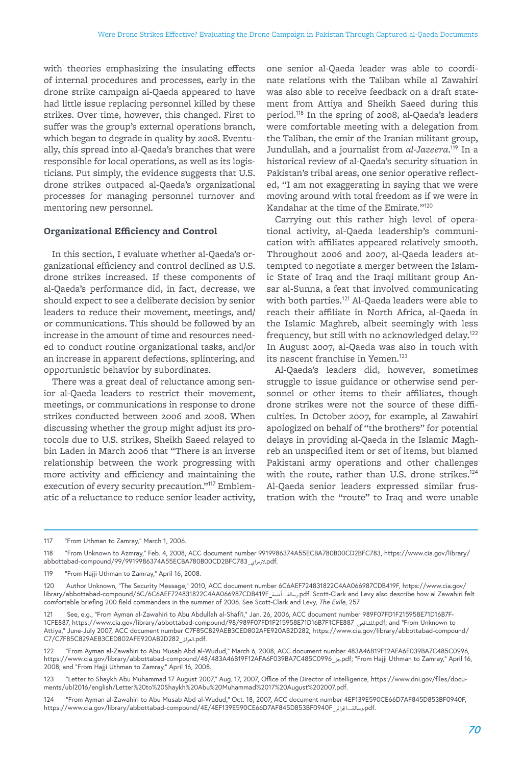with theories emphasizing the insulating effects of internal procedures and processes, early in the drone strike campaign al-Qaeda appeared to have had little issue replacing personnel killed by these strikes. Over time, however, this changed. First to suffer was the group's external operations branch, which began to degrade in quality by 2008. Eventually, this spread into al-Qaeda's branches that were responsible for local operations, as well as its logisticians. Put simply, the evidence suggests that U.S. drone strikes outpaced al-Qaeda's organizational processes for managing personnel turnover and mentoring new personnel.

### Organizational Efficiency and Control

In this section, I evaluate whether al-Qaeda's organizational efficiency and control declined as U.S. drone strikes increased. If these components of al-Qaeda's performance did, in fact, decrease, we should expect to see a deliberate decision by senior leaders to reduce their movement, meetings, and/or communications. This should be followed by an increase in the amount of time and resources needed to conduct routine organizational tasks, and/or an increase in apparent defections, splintering, and opportunistic behavior by subordinates.

There was a great deal of reluctance among senior al-Qaeda leaders to restrict their movement, meetings, or communications in response to drone strikes conducted between 2006 and 2008. When discussing whether the group might adjust its protocols due to U.S. strikes, Sheikh Saeed relayed to bin Laden in March 2006 that "There is an inverse relationship between the work progressing with more activity and efficiency and maintaining the execution of every security precaution."[117] Emblematic of a reluctance to reduce senior leader activity, one senior al-Qaeda leader was able to coordinate relations with the Taliban while al Zawahiri was also able to receive feedback on a draft statement from Attiya and Sheikh Saeed during this period.[118] In the spring of 2008, al-Qaeda's leaders were comfortable meeting with a delegation from the Taliban, the emir of the Iranian militant group, Jundullah, and a journalist from *al-Jazeera*.[119] In a historical review of al-Qaeda's security situation in Pakistan's tribal areas, one senior operative reflected, "I am not exaggerating in saying that we were moving around with total freedom as if we were in Kandahar at the time of the Emirate."[120]

Carrying out this rather high level of operational activity, al-Qaeda leadership's communication with affiliates appeared relatively smooth. Throughout 2006 and 2007, al-Qaeda leaders attempted to negotiate a merger between the Islamic State of Iraq and the Iraqi militant group Ansar al-Sunna, a feat that involved communicating with both parties.[121] Al-Qaeda leaders were able to reach their affiliate in North Africa, al-Qaeda in the Islamic Maghreb, albeit seemingly with less frequency, but still with no acknowledged delay.[122] In August 2007, al-Qaeda was also in touch with its nascent franchise in Yemen.[123]

Al-Qaeda's leaders did, however, sometimes struggle to issue guidance or otherwise send personnel or other items to their affiliates, though drone strikes were not the source of these difficulties. In October 2007, for example, al Zawahiri apologized on behalf of "the brothers" for potential delays in providing al-Qaeda in the Islamic Maghreb an unspecified item or set of items, but blamed Pakistani army operations and other challenges with the route, rather than U.S. drone strikes.[124] Al-Qaeda senior leaders expressed similar frustration with the "route" to Iraq and were unable

---

117 "From Uthman to Zamray," March 1, 2006.

118 "From Unknown to Azmray," Feb. 4, 2008, ACC document number 9919986374A55ECBA780B00CD2BFC783, https://www.cia.gov/library/abbottabad-compound/99/9919986374A55ECBA780B00CD2BFC783_لازمراي.pdf.

119 "From Hajji Uthman to Zamray," April 16, 2008.

120 Author Unknown, "The Security Message," 2010, ACC document number 6C6AEF724831822C4AA066987CDB419F, https://www.cia.gov/library/abbottabad-compound/6C/6C6AEF724831822C4AA066987CDB419F_رسالة أمنية.pdf. Scott-Clark and Levy also describe how al Zawahiri felt comfortable briefing 200 field commanders in the summer of 2006. See Scott-Clark and Levy, *The Exile*, 257.

121 See, e.g., "From Ayman al-Zawahiri to Abu Abdullah al-Shafi'i," Jan. 26, 2006, ACC document number 989F07FD1F215958E71D16B7F1CFE887, https://www.cia.gov/library/abbottabad-compound/98/989F07FD1F215958E71D16B7F1CFE887_للشافعي.pdf; and "From Unknown to Attiya," June-July 2007, ACC document number C7F85C829AEB3CED802AFE920AB2D282, https://www.cia.gov/library/abbottabad-compound/C7/C7F85C829AEB3CED802AFE920AB2D282_العراق.pdf.

122 "From Ayman al-Zawahiri to Abu Musab Abd al-Wudud," March 6, 2008, ACC document number 483A46B19F12AFA6F039BA7C485C0996, https://www.cia.gov/library/abbottabad-compound/48/483A46B19F12AFA6F039BA7C485C0996_جز.pdf; "From Hajji Uthman to Zamray," April 16, 2008; and "From Hajji Uthman to Zamray," April 16, 2008.

123 "Letter to Shaykh Abu Muhammad 17 August 2007," Aug. 17, 2007, Office of the Director of Intelligence, https://www.dni.gov/files/documents/ubl2016/english/Letter%20to%20Shaykh%20Abu%20Muhammad%2017%20August%202007.pdf.

124 "From Ayman al-Zawahiri to Abu Musab Abd al-Wudud," Oct. 18, 2007, ACC document number 4EF139E590CE66D7AF845D853BF0940F, https://www.cia.gov/library/abbottabad-compound/4E/4EF139E590CE66D7AF845D853BF0940F_رسالة الجزائر.pdf.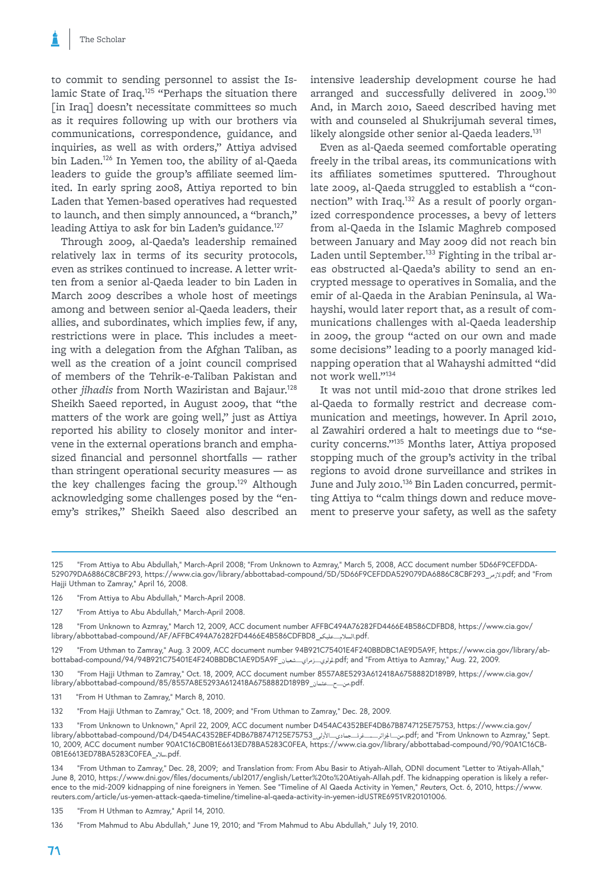to commit to sending personnel to assist the Islamic State of Iraq.[125] "Perhaps the situation there [in Iraq] doesn't necessitate committees so much as it requires following up with our brothers via communications, correspondence, guidance, and inquiries, as well as with orders," Attiya advised bin Laden.[126] In Yemen too, the ability of al-Qaeda leaders to guide the group's affiliate seemed limited. In early spring 2008, Attiya reported to bin Laden that Yemen-based operatives had requested to launch, and then simply announced, a "branch," leading Attiya to ask for bin Laden's guidance.[127]

Through 2009, al-Qaeda's leadership remained relatively lax in terms of its security protocols, even as strikes continued to increase. A letter written from a senior al-Qaeda leader to bin Laden in March 2009 describes a whole host of meetings among and between senior al-Qaeda leaders, their allies, and subordinates, which implies few, if any, restrictions were in place. This includes a meeting with a delegation from the Afghan Taliban, as well as the creation of a joint council comprised of members of the Tehrik-e-Taliban Pakistan and other *jihadis* from North Waziristan and Bajaur.[128] Sheikh Saeed reported, in August 2009, that "the matters of the work are going well," just as Attiya reported his ability to closely monitor and intervene in the external operations branch and emphasized financial and personnel shortfalls — rather than stringent operational security measures — as the key challenges facing the group.[129] Although acknowledging some challenges posed by the "enemy's strikes," Sheikh Saeed also described an intensive leadership development course he had arranged and successfully delivered in 2009.[130] And, in March 2010, Saeed described having met with and counseled al Shukrijumah several times, likely alongside other senior al-Qaeda leaders.[131]

Even as al-Qaeda seemed comfortable operating freely in the tribal areas, its communications with its affiliates sometimes sputtered. Throughout late 2009, al-Qaeda struggled to establish a "connection" with Iraq.[132] As a result of poorly organized correspondence processes, a bevy of letters from al-Qaeda in the Islamic Maghreb composed between January and May 2009 did not reach bin Laden until September.[133] Fighting in the tribal areas obstructed al-Qaeda's ability to send an encrypted message to operatives in Somalia, and the emir of al-Qaeda in the Arabian Peninsula, al Wahayshi, would later report that, as a result of communications challenges with al-Qaeda leadership in 2009, the group "acted on our own and made some decisions" leading to a poorly managed kidnapping operation that al Wahayshi admitted "did not work well."[134]

It was not until mid-2010 that drone strikes led al-Qaeda to formally restrict and decrease communication and meetings, however. In April 2010, al Zawahiri ordered a halt to meetings due to "security concerns."[135] Months later, Attiya proposed stopping much of the group's activity in the tribal regions to avoid drone surveillance and strikes in June and July 2010.[136] Bin Laden concurred, permitting Attiya to "calm things down and reduce movement to preserve your safety, as well as the safety

---

125 "From Attiya to Abu Abdullah," March-April 2008; "From Unknown to Azmray," March 5, 2008, ACC document number 5D66F9CEFDDA529079DA6886C8CBF293, https://www.cia.gov/library/abbottabad-compound/5D/5D66F9CEFDDA529079DA6886C8CBF293_لازمر.pdf; and "From Hajji Uthman to Zamray," April 16, 2008.

126 "From Attiya to Abu Abdullah," March-April 2008.

127 "From Attiya to Abu Abdullah," March-April 2008.

128 "From Unknown to Azmray," March 12, 2009, ACC document number AFFBC494A76282FD4466E4B586CDFBD8, https://www.cia.gov/library/abbottabad-compound/AF/AFFBC494A76282FD4466E4B586CDFBD8_السلام_عليكم.pdf.

129 "From Uthman to Zamray," Aug. 3 2009, ACC document number 94B921C75401E4F240BBDBC1AE9D5A9F, https://www.cia.gov/library/abbottabad-compound/94/94B921C75401E4F240BBDBC1AE9D5A9F_لمولوي_زمراي_شعبان.pdf; and "From Attiya to Azmray," Aug. 22, 2009.

130 "From Hajji Uthman to Zamray," Oct. 18, 2009, ACC document number 8557A8E5293A612418A6758882D189B9, https://www.cia.gov/library/abbottabad-compound/85/8557A8E5293A612418A6758882D189B9_من_ح_عثمان.pdf.

131 "From H Uthman to Zamray," March 8, 2010.

132 "From Hajji Uthman to Zamray," Oct. 18, 2009; and "From Uthman to Zamray," Dec. 28, 2009.

133 "From Unknown to Unknown," April 22, 2009, ACC document number D454AC4352BEF4DB67B8747125E75753, https://www.cia.gov/library/abbottabad-compound/D4/D454AC4352BEF4DB67B8747125E75753_من_الجزائر_غرة_جمادى_الأولى.pdf; and "From Unknown to Azmray," Sept. 10, 2009, ACC document number 90A1C16CB0B1E6613ED78BA5283C0FEA, https://www.cia.gov/library/abbottabad-compound/90/90A1C16CB0B1E6613ED78BA5283C0FEA_سلام.pdf.

134 "From Uthman to Zamray," Dec. 28, 2009; and Translation from: From Abu Basir to Atiyah-Allah, ODNI document "Letter to 'Atiyah-Allah," June 8, 2010, https://www.dni.gov/files/documents/ubl2017/english/Letter%20to%20Atiyah-Allah.pdf. The kidnapping operation is likely a reference to the mid-2009 kidnapping of nine foreigners in Yemen. See "Timeline of Al Qaeda Activity in Yemen," *Reuters*, Oct. 6, 2010, https://www.reuters.com/article/us-yemen-attack-qaeda-timeline/timeline-al-qaeda-activity-in-yemen-idUSTRE6951VR20101006.

135 "From H Uthman to Azmray," April 14, 2010.

136 "From Mahmud to Abu Abdullah," June 19, 2010; and "From Mahmud to Abu Abdullah," July 19, 2010.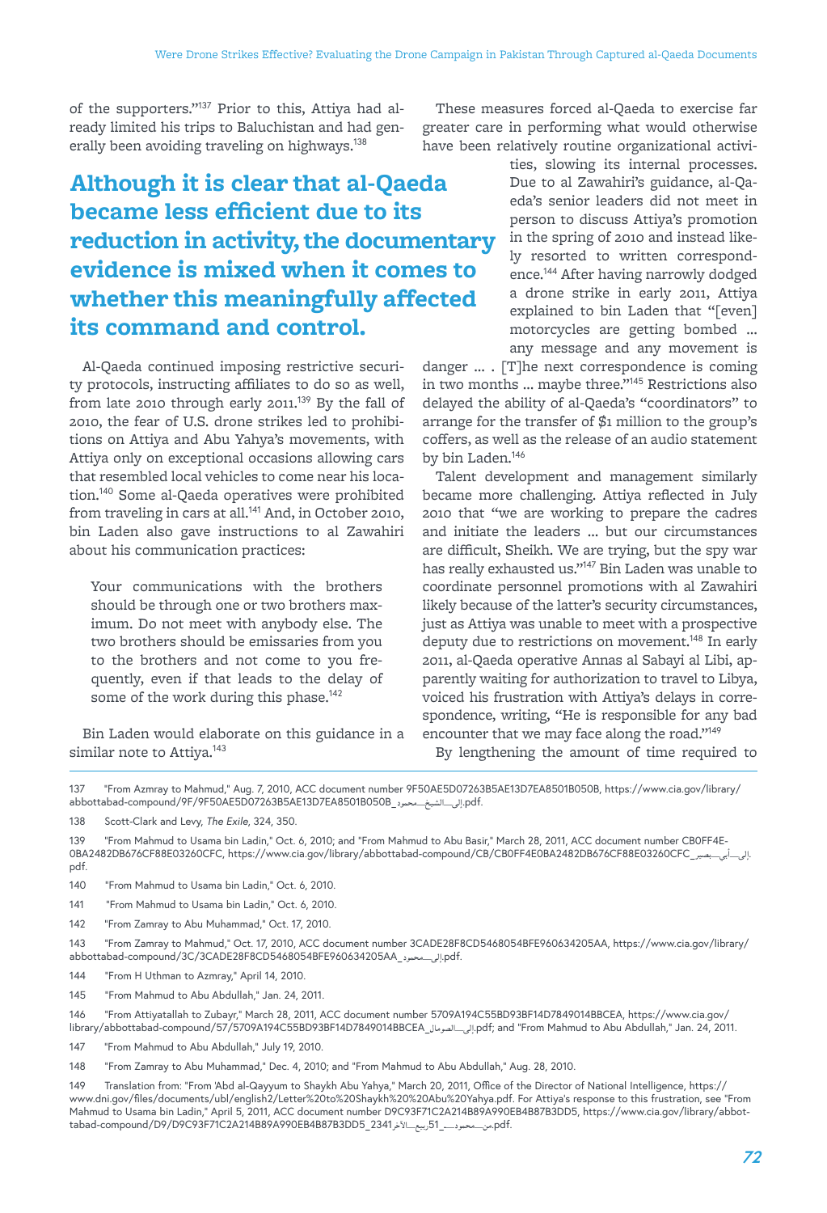of the supporters."[137] Prior to this, Attiya had already limited his trips to Baluchistan and had generally been avoiding traveling on highways.[138]

**Although it is clear that al-Qaeda became less efficient due to its reduction in activity, the documentary evidence is mixed when it comes to whether this meaningfully affected its command and control.**

Al-Qaeda continued imposing restrictive security protocols, instructing affiliates to do so as well, from late 2010 through early 2011.[139] By the fall of 2010, the fear of U.S. drone strikes led to prohibitions on Attiya and Abu Yahya's movements, with Attiya only on exceptional occasions allowing cars that resembled local vehicles to come near his location.[140] Some al-Qaeda operatives were prohibited from traveling in cars at all.[141] And, in October 2010, bin Laden also gave instructions to al Zawahiri about his communication practices:

> Your communications with the brothers should be through one or two brothers maximum. Do not meet with anybody else. The two brothers should be emissaries from you to the brothers and not come to you frequently, even if that leads to the delay of some of the work during this phase.[142]

Bin Laden would elaborate on this guidance in a similar note to Attiya.[143]

These measures forced al-Qaeda to exercise far greater care in performing what would otherwise have been relatively routine organizational activities, slowing its internal processes. Due to al Zawahiri's guidance, al-Qaeda's senior leaders did not meet in person to discuss Attiya's promotion in the spring of 2010 and instead likely resorted to written correspondence.[144] After having narrowly dodged a drone strike in early 2011, Attiya explained to bin Laden that "[even] motorcycles are getting bombed ... any message and any movement is danger ... . [T]he next correspondence is coming in two months ... maybe three."[145] Restrictions also delayed the ability of al-Qaeda's "coordinators" to arrange for the transfer of $1 million to the group's coffers, as well as the release of an audio statement by bin Laden.[146]

Talent development and management similarly became more challenging. Attiya reflected in July 2010 that "we are working to prepare the cadres and initiate the leaders ... but our circumstances are difficult, Sheikh. We are trying, but the spy war has really exhausted us."[147] Bin Laden was unable to coordinate personnel promotions with al Zawahiri likely because of the latter's security circumstances, just as Attiya was unable to meet with a prospective deputy due to restrictions on movement.[148] In early 2011, al-Qaeda operative Annas al Sabayi al Libi, apparently waiting for authorization to travel to Libya, voiced his frustration with Attiya's delays in correspondence, writing, "He is responsible for any bad encounter that we may face along the road."[149]

By lengthening the amount of time required to

---

137 "From Azmray to Mahmud," Aug. 7, 2010, ACC document number 9F50AE5D07263B5AE13D7EA8501B050B, https://www.cia.gov/library/abbottabad-compound/9F/9F50AE5D07263B5AE13D7EA8501B050B_إلى_الشيخ_محمود.pdf.

138 Scott-Clark and Levy, *The Exile*, 324, 350.

139 "From Mahmud to Usama bin Ladin," Oct. 6, 2010; and "From Mahmud to Abu Basir," March 28, 2011, ACC document number CB0FF4E0BA2482DB676CF88E03260CFC, https://www.cia.gov/library/abbottabad-compound/CB/CB0FF4E0BA2482DB676CF88E03260CFC_إلى_أبي_بصير.pdf.

140 "From Mahmud to Usama bin Ladin," Oct. 6, 2010.

141 "From Mahmud to Usama bin Ladin," Oct. 6, 2010.

142 "From Zamray to Abu Muhammad," Oct. 17, 2010.

143 "From Zamray to Mahmud," Oct. 17, 2010, ACC document number 3CADE28F8CD5468054BFE960634205AA, https://www.cia.gov/library/abbottabad-compound/3C/3CADE28F8CD5468054BFE960634205AA_إلى_محمود.pdf.

144 "From H Uthman to Azmray," April 14, 2010.

145 "From Mahmud to Abu Abdullah," Jan. 24, 2011.

146 "From Attiyatallah to Zubayr," March 28, 2011, ACC document number 5709A194C55BD93BF14D7849014BBCEA, https://www.cia.gov/library/abbottabad-compound/57/5709A194C55BD93BF14D7849014BBCEA_إلى_الصومال.pdf; and "From Mahmud to Abu Abdullah," Jan. 24, 2011.

147 "From Mahmud to Abu Abdullah," July 19, 2010.

148 "From Zamray to Abu Muhammad," Dec. 4, 2010; and "From Mahmud to Abu Abdullah," Aug. 28, 2010.

149 Translation from: "From 'Abd al-Qayyum to Shaykh Abu Yahya," March 20, 2011, Office of the Director of National Intelligence, https://www.dni.gov/files/documents/ubl/english2/Letter%20to%20Shaykh%20%20Abu%20Yahya.pdf. For Attiya's response to this frustration, see "From Mahmud to Usama bin Ladin," April 5, 2011, ACC document number D9C93F71C2A214B89A990EB4B87B3DD5, https://www.cia.gov/library/abbottabad-compound/D9/D9C93F71C2A214B89A990EB4B87B3DD5_2341من_محمود_51ربيع_الآخر.pdf.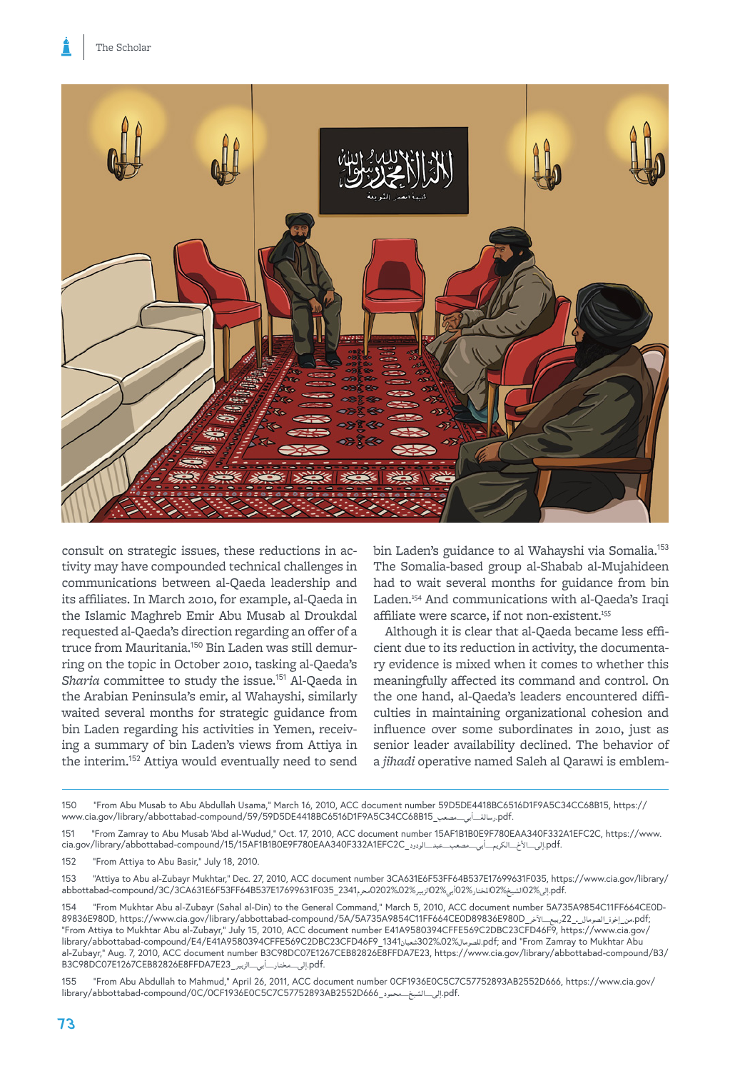consult on strategic issues, these reductions in activity may have compounded technical challenges in communications between al-Qaeda leadership and its affiliates. In March 2010, for example, al-Qaeda in the Islamic Maghreb Emir Abu Musab al Droukdal requested al-Qaeda's direction regarding an offer of a truce from Mauritania.[150] Bin Laden was still demurring on the topic in October 2010, tasking al-Qaeda's *Sharia* committee to study the issue.[151] Al-Qaeda in the Arabian Peninsula's emir, al Wahayshi, similarly waited several months for strategic guidance from bin Laden regarding his activities in Yemen, receiving a summary of bin Laden's views from Attiya in the interim.[152] Attiya would eventually need to send bin Laden's guidance to al Wahayshi via Somalia.[153] The Somalia-based group al-Shabab al-Mujahideen had to wait several months for guidance from bin Laden.[154] And communications with al-Qaeda's Iraqi affiliate were scarce, if not non-existent.[155]

Although it is clear that al-Qaeda became less efficient due to its reduction in activity, the documentary evidence is mixed when it comes to whether this meaningfully affected its command and control. On the one hand, al-Qaeda's leaders encountered difficulties in maintaining organizational cohesion and influence over some subordinates in 2010, just as senior leader availability declined. The behavior of a *jihadi* operative named Saleh al Qarawi is emblem-

---

150 "From Abu Musab to Abu Abdullah Usama," March 16, 2010, ACC document number 59D5DE4418BC6516D1F9A5C34CC68B15, https://www.cia.gov/library/abbottabad-compound/59/59D5DE4418BC6516D1F9A5C34CC68B15_رسالة_أبي_مصعب.pdf.

151 "From Zamray to Abu Musab 'Abd al-Wudud," Oct. 17, 2010, ACC document number 15AF1B1B0E9F780EAA340F332A1EFC2C, https://www.cia.gov/library/abbottabad-compound/15/15AF1B1B0E9F780EAA340F332A1EFC2C_إلى_الأخ_الكريم_أبي_مصعب_عبد_الودود.pdf.

152 "From Attiya to Abu Basir," July 18, 2010.

153 "Attiya to Abu al-Zubayr Mukhtar," Dec. 27, 2010, ACC document number 3CA631E6F53FF64B537E17699631F035, https://www.cia.gov/library/abbottabad-compound/3C/3CA631E6F53FF64B537E17699631F035_2341محرم%0202%الزبير%02أبي%02المختار%02الشيخ%02إلى.pdf.

154 "From Mukhtar Abu al-Zubayr (Sahal al-Din) to the General Command," March 5, 2010, ACC document number 5A735A9854C11FF664CE0D89836E980D, https://www.cia.gov/library/abbottabad-compound/5A/5A735A9854C11FF664CE0D89836E980D_من_إخوة_الصومال_22_ربيع_الآخر.pdf; "From Attiya to Mukhtar Abu al-Zubayr," July 15, 2010, ACC document number E41A9580394CFFE569C2DBC23CFD46F9, https://www.cia.gov/library/abbottabad-compound/E4/E41A9580394CFFE569C2DBC23CFD46F9_1341شعبان302%02%للصومال.pdf; and "From Zamray to Mukhtar Abu al-Zubayr," Aug. 7, 2010, ACC document number B3C98DC07E1267CEB82826E8FFDA7E23, https://www.cia.gov/library/abbottabad-compound/B3/B3C98DC07E1267CEB82826E8FFDA7E23_إلى_مختار_أبي_الزبير.pdf.

155 "From Abu Abdullah to Mahmud," April 26, 2011, ACC document number 0CF1936E0C5C7C57752893AB2552D666, https://www.cia.gov/library/abbottabad-compound/0C/0CF1936E0C5C7C57752893AB2552D666_إلى_الشيخ_محمود.pdf.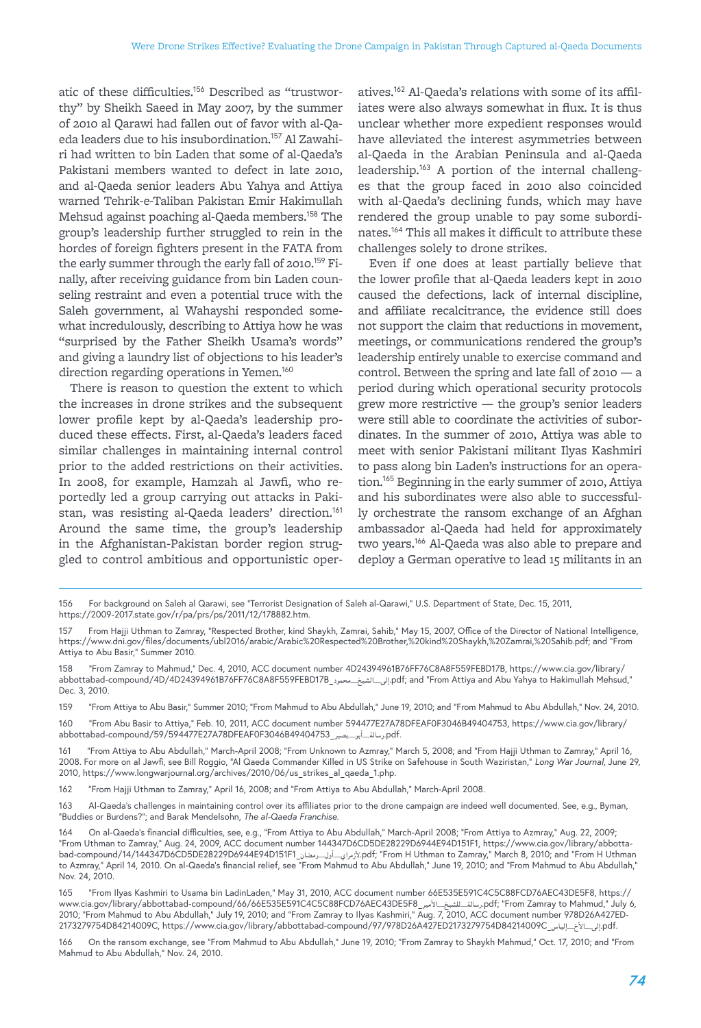atic of these difficulties.[156] Described as "trustworthy" by Sheikh Saeed in May 2007, by the summer of 2010 al Qarawi had fallen out of favor with al-Qaeda leaders due to his insubordination.[157] Al Zawahiri had written to bin Laden that some of al-Qaeda's Pakistani members wanted to defect in late 2010, and al-Qaeda senior leaders Abu Yahya and Attiya warned Tehrik-e-Taliban Pakistan Emir Hakimullah Mehsud against poaching al-Qaeda members.[158] The group's leadership further struggled to rein in the hordes of foreign fighters present in the FATA from the early summer through the early fall of 2010.[159] Finally, after receiving guidance from bin Laden counseling restraint and even a potential truce with the Saleh government, al Wahayshi responded somewhat incredulously, describing to Attiya how he was "surprised by the Father Sheikh Usama's words" and giving a laundry list of objections to his leader's direction regarding operations in Yemen.[160]

There is reason to question the extent to which the increases in drone strikes and the subsequent lower profile kept by al-Qaeda's leadership produced these effects. First, al-Qaeda's leaders faced similar challenges in maintaining internal control prior to the added restrictions on their activities. In 2008, for example, Hamzah al Jawfi, who reportedly led a group carrying out attacks in Pakistan, was resisting al-Qaeda leaders' direction.[161] Around the same time, the group's leadership in the Afghanistan-Pakistan border region struggled to control ambitious and opportunistic operatives.[162] Al-Qaeda's relations with some of its affiliates were also always somewhat in flux. It is thus unclear whether more expedient responses would have alleviated the interest asymmetries between al-Qaeda in the Arabian Peninsula and al-Qaeda leadership.[163] A portion of the internal challenges that the group faced in 2010 also coincided with al-Qaeda's declining funds, which may have rendered the group unable to pay some subordinates.[164] This all makes it difficult to attribute these challenges solely to drone strikes.

Even if one does at least partially believe that the lower profile that al-Qaeda leaders kept in 2010 caused the defections, lack of internal discipline, and affiliate recalcitrance, the evidence still does not support the claim that reductions in movement, meetings, or communications rendered the group's leadership entirely unable to exercise command and control. Between the spring and late fall of 2010 — a period during which operational security protocols grew more restrictive — the group's senior leaders were still able to coordinate the activities of subordinates. In the summer of 2010, Attiya was able to meet with senior Pakistani militant Ilyas Kashmiri to pass along bin Laden's instructions for an operation.[165] Beginning in the early summer of 2010, Attiya and his subordinates were also able to successfully orchestrate the ransom exchange of an Afghan ambassador al-Qaeda had held for approximately two years.[166] Al-Qaeda was also able to prepare and deploy a German operative to lead 15 militants in an

---

156 For background on Saleh al Qarawi, see "Terrorist Designation of Saleh al-Qarawi," U.S. Department of State, Dec. 15, 2011, https://2009-2017.state.gov/r/pa/prs/ps/2011/12/178882.htm.

157 From Hajji Uthman to Zamray, "Respected Brother, kind Shaykh, Zamrai, Sahib," May 15, 2007, Office of the Director of National Intelligence, https://www.dni.gov/files/documents/ubl2016/arabic/Arabic%20Respected%20Brother,%20kind%20Shaykh,%20Zamrai,%20Sahib.pdf; and "From Attiya to Abu Basir," Summer 2010.

158 "From Zamray to Mahmud," Dec. 4, 2010, ACC document number 4D24394961B76FF76C8A8F559FEBD17B, https://www.cia.gov/library/abbottabad-compound/4D/4D24394961B76FF76C8A8F559FEBD17B_إلى_الشيخ_محمود.pdf; and "From Attiya and Abu Yahya to Hakimullah Mehsud," Dec. 3, 2010.

159 "From Attiya to Abu Basir," Summer 2010; "From Mahmud to Abu Abdullah," June 19, 2010; and "From Mahmud to Abu Abdullah," Nov. 24, 2010.

160 "From Abu Basir to Attiya," Feb. 10, 2011, ACC document number 594477E27A78DFEAF0F3046B49404753, https://www.cia.gov/library/abbottabad-compound/59/594477E27A78DFEAF0F3046B49404753_رسالة_أبو_بصير.pdf.

161 "From Attiya to Abu Abdullah," March-April 2008; "From Unknown to Azmray," March 5, 2008; and "From Hajji Uthman to Zamray," April 16, 2008. For more on al Jawfi, see Bill Roggio, "Al Qaeda Commander Killed in US Strike on Safehouse in South Waziristan," *Long War Journal*, June 29, 2010, https://www.longwarjournal.org/archives/2010/06/us_strikes_al_qaeda_1.php.

162 "From Hajji Uthman to Zamray," April 16, 2008; and "From Attiya to Abu Abdullah," March-April 2008.

163 Al-Qaeda's challenges in maintaining control over its affiliates prior to the drone campaign are indeed well documented. See, e.g., Byman, "Buddies or Burdens?"; and Barak Mendelsohn, *The al-Qaeda Franchise*.

164 On al-Qaeda's financial difficulties, see, e.g., "From Attiya to Abu Abdullah," March-April 2008; "From Attiya to Azmray," Aug. 22, 2009; "From Uthman to Zamray," Aug. 24, 2009, ACC document number 144347D6CD5DE28229D6944E94D151F1, https://www.cia.gov/library/abbottabad-compound/14/144347D6CD5DE28229D6944E94D151F1_لأزمراي_أول_رمضان.pdf; "From H Uthman to Zamray," March 8, 2010; and "From H Uthman to Azmray," April 14, 2010. On al-Qaeda's financial relief, see "From Mahmud to Abu Abdullah," June 19, 2010; and "From Mahmud to Abu Abdullah," Nov. 24, 2010.

165 "From Ilyas Kashmiri to Usama bin LadinLaden," May 31, 2010, ACC document number 66E535E591C4C5C88FCD76AEC43DE5F8, https://www.cia.gov/library/abbottabad-compound/66/66E535E591C4C5C88FCD76AEC43DE5F8_رسالة_للشيخ_الأمير.pdf; "From Zamray to Mahmud," July 6, 2010; "From Mahmud to Abu Abdullah," July 19, 2010; and "From Zamray to Ilyas Kashmiri," Aug. 7, 2010, ACC document number 978D26A427ED2173279754D84214009C, https://www.cia.gov/library/abbottabad-compound/97/978D26A427ED2173279754D84214009C_إلى_الأخ_إلياس.pdf.

166 On the ransom exchange, see "From Mahmud to Abu Abdullah," June 19, 2010; "From Zamray to Shaykh Mahmud," Oct. 17, 2010; and "From Mahmud to Abu Abdullah," Nov. 24, 2010.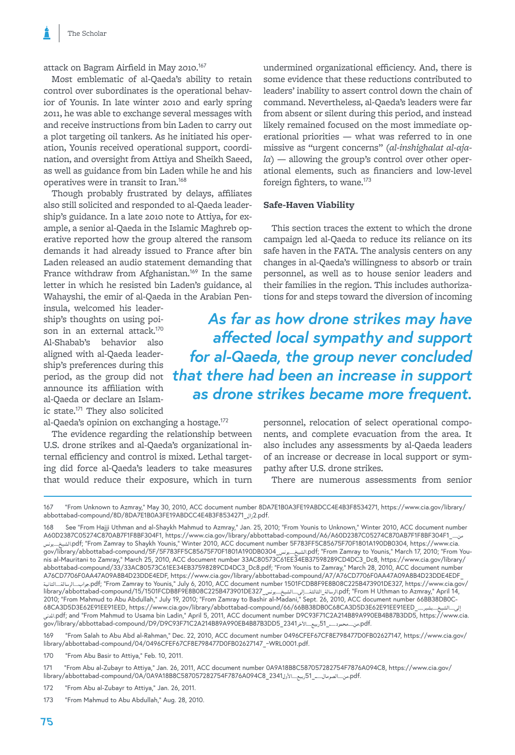attack on Bagram Airfield in May 2010.[167]

Most emblematic of al-Qaeda's ability to retain control over subordinates is the operational behavior of Younis. In late winter 2010 and early spring 2011, he was able to exchange several messages with and receive instructions from bin Laden to carry out a plot targeting oil tankers. As he initiated his operation, Younis received operational support, coordination, and oversight from Attiya and Sheikh Saeed, as well as guidance from bin Laden while he and his operatives were in transit to Iran.[168]

Though probably frustrated by delays, affiliates also still solicited and responded to al-Qaeda leadership's guidance. In a late 2010 note to Attiya, for example, a senior al-Qaeda in the Islamic Maghreb operative reported how the group altered the ransom demands it had already issued to France after bin Laden released an audio statement demanding that France withdraw from Afghanistan.[169] In the same letter in which he resisted bin Laden's guidance, al Wahayshi, the emir of al-Qaeda in the Arabian Peninsula, welcomed his leadership's thoughts on using poison in an external attack.[170] Al-Shabab's behavior also aligned with al-Qaeda leadership's preferences during this period, as the group did not announce its affiliation with al-Qaeda or declare an Islamic state.[171] They also solicited al-Qaeda's opinion on exchanging a hostage.[172]

The evidence regarding the relationship between U.S. drone strikes and al-Qaeda's organizational internal efficiency and control is mixed. Lethal targeting did force al-Qaeda's leaders to take measures that would reduce their exposure, which in turn undermined organizational efficiency. And, there is some evidence that these reductions contributed to leaders' inability to assert control down the chain of command. Nevertheless, al-Qaeda's leaders were far from absent or silent during this period, and instead likely remained focused on the most immediate operational priorities — what was referred to in one missive as "urgent concerns" (*al-inshighalat al-ajala*) — allowing the group's control over other operational elements, such as financiers and low-level foreign fighters, to wane.[173]

**As far as how drone strikes may have affected local sympathy and support for al-Qaeda, the group never concluded that there had been an increase in support as drone strikes became more frequent.**

### Safe-Haven Viability

This section traces the extent to which the drone campaign led al-Qaeda to reduce its reliance on its safe haven in the FATA. The analysis centers on any changes in al-Qaeda's willingness to absorb or train personnel, as well as to house senior leaders and their families in the region. This includes authorizations for and steps toward the diversion of incoming personnel, relocation of select operational components, and complete evacuation from the area. It also includes any assessments by al-Qaeda leaders of an increase or decrease in local support or sympathy after U.S. drone strikes.

There are numerous assessments from senior

---

167 "From Unknown to Azmray," May 30, 2010, ACC document number 8DA7E1B0A3FE19ABDCC4E4B3F8534271, https://www.cia.gov/library/abbottabad-compound/8D/8DA7E1B0A3FE19ABDCC4E4B3F8534271_زال2.pdf.

168 See "From Hajji Uthman and al-Shaykh Mahmud to Azmray," Jan. 25, 2010; "From Younis to Unknown," Winter 2010, ACC document number A60D2387C05274C870AB7F1F8BF304F1, https://www.cia.gov/library/abbottabad-compound/A6/A60D2387C05274C870AB7F1F8BF304F1__من_الشيخ_يونس.pdf; "From Zamray to Shaykh Younis," Winter 2010, ACC document number 5F783FF5C85675F70F1801A190DB0304, https://www.cia.gov/library/abbottabad-compound/5F/5F783FF5C85675F70F1801A190DB0304_الشيخ_يونس.pdf; "From Zamray to Younis," March 17, 2010; "From Younis al-Mauritani to Zamray," March 25, 2010, ACC document number 33AC80573C61EE34EB37598289CD4DC3_Dc8, https://www.cia.gov/library/abbottabad-compound/33/33AC80573C61EE34EB37598289CD4DC3_Dc8.pdf; "From Younis to Zamray," March 28, 2010, ACC document number A76CD7706F0AA47A09A8B4D23DDE4EDF, https://www.cia.gov/library/abbottabad-compound/A7/A76CD7706F0AA47A09A8B4D23DDE4EDF_جواب_الرسالة_الثانية.pdf; "From Zamray to Younis," July 6, 2010, ACC document number 1501FCDB8F9E8B08C225B473901DE327, https://www.cia.gov/library/abbottabad-compound/15/1501FCDB8F9E8B08C225B473901DE327_الرسالة_الثالثة_إلى_الشيخ_يونس.pdf; "From H Uthman to Azmray," April 14, 2010; "From Mahmud to Abu Abdullah," July 19, 2010; "From Zamray to Bashir al-Madani," Sept. 26, 2010, ACC document number 66BB38DB0C68CA3D5D3E62E91EE91EED, https://www.cia.gov/library/abbottabad-compound/66/66BB38DB0C68CA3D5D3E62E91EE91EED_إلى_الشيخ_بشير_المدني.pdf; and "From Mahmud to Usama bin Ladin," April 5, 2011, ACC document number D9C93F71C2A214B89A990EB4B87B3DD5, https://www.cia.gov/library/abbottabad-compound/D9/D9C93F71C2A214B89A990EB4B87B3DD5_2341ربيع_الآخر51_من_محمود.pdf.

169 "From Salah to Abu Abd al-Rahman," Dec. 22, 2010, ACC document number 0496CFEF67CF8E798477D0FB02627147, https://www.cia.gov/library/abbottabad-compound/04/0496CFEF67CF8E798477D0FB02627147_~WRL0001.pdf.

170 "From Abu Basir to Attiya," Feb. 10, 2011.

171 "From Abu al-Zubayr to Attiya," Jan. 26, 2011, ACC document number 0A9A18B8C587057282754F7876A094C8, https://www.cia.gov/library/abbottabad-compound/0A/0A9A18B8C587057282754F7876A094C8_2341ربيع_الأول51_من_الصومال.pdf.

172 "From Abu al-Zubayr to Attiya," Jan. 26, 2011.

173 "From Mahmud to Abu Abdullah," Aug. 28, 2010.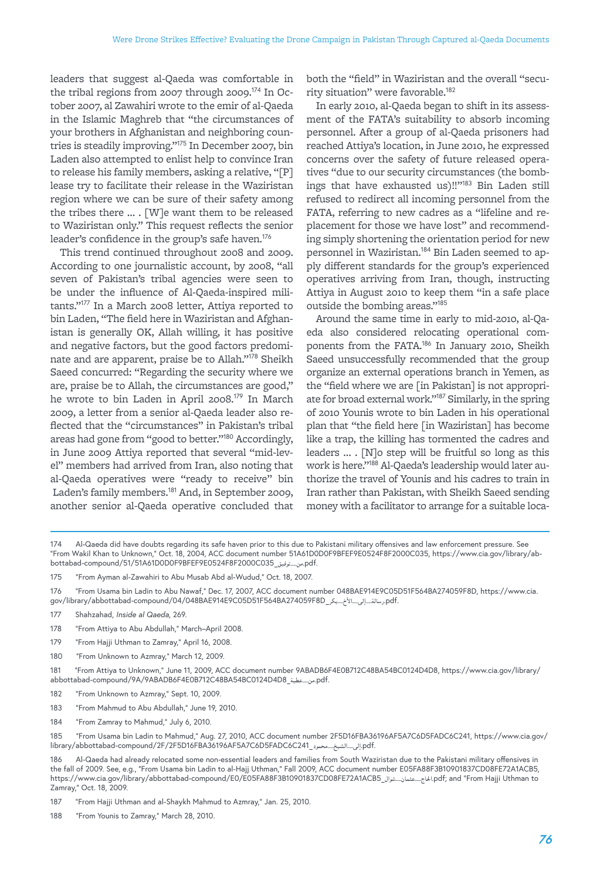leaders that suggest al-Qaeda was comfortable in the tribal regions from 2007 through 2009.[174] In October 2007, al Zawahiri wrote to the emir of al-Qaeda in the Islamic Maghreb that "the circumstances of your brothers in Afghanistan and neighboring countries is steadily improving."[175] In December 2007, bin Laden also attempted to enlist help to convince Iran to release his family members, asking a relative, "[P]lease try to facilitate their release in the Waziristan region where we can be sure of their safety among the tribes there ... . [W]e want them to be released to Waziristan only." This request reflects the senior leader's confidence in the group's safe haven.[176]

This trend continued throughout 2008 and 2009. According to one journalist account, by 2008, "all seven of Pakistan's tribal agencies were seen to be under the influence of Al-Qaeda-inspired militants."[177] In a March 2008 letter, Attiya reported to bin Laden, "The field here in Waziristan and Afghanistan is generally OK, Allah willing, it has positive and negative factors, but the good factors predominate and are apparent, praise be to Allah."[178] Sheikh Saeed concurred: "Regarding the security where we are, praise be to Allah, the circumstances are good," he wrote to bin Laden in April 2008.[179] In March 2009, a letter from a senior al-Qaeda leader also reflected that the "circumstances" in Pakistan's tribal areas had gone from "good to better."[180] Accordingly, in June 2009 Attiya reported that several "mid-level" members had arrived from Iran, also noting that al-Qaeda operatives were "ready to receive" bin Laden's family members.[181] And, in September 2009, another senior al-Qaeda operative concluded that both the "field" in Waziristan and the overall "security situation" were favorable.[182]

In early 2010, al-Qaeda began to shift in its assessment of the FATA's suitability to absorb incoming personnel. After a group of al-Qaeda prisoners had reached Attiya's location, in June 2010, he expressed concerns over the safety of future released operatives "due to our security circumstances (the bombings that have exhausted us)!!"[183] Bin Laden still refused to redirect all incoming personnel from the FATA, referring to new cadres as a "lifeline and replacement for those we have lost" and recommending simply shortening the orientation period for new personnel in Waziristan.[184] Bin Laden seemed to apply different standards for the group's experienced operatives arriving from Iran, though, instructing Attiya in August 2010 to keep them "in a safe place outside the bombing areas."[185]

Around the same time in early to mid-2010, al-Qaeda also considered relocating operational components from the FATA.[186] In January 2010, Sheikh Saeed unsuccessfully recommended that the group organize an external operations branch in Yemen, as the "field where we are [in Pakistan] is not appropriate for broad external work."[187] Similarly, in the spring of 2010 Younis wrote to bin Laden in his operational plan that "the field here [in Waziristan] has become like a trap, the killing has tormented the cadres and leaders ... . [N]o step will be fruitful so long as this work is here."[188] Al-Qaeda's leadership would later authorize the travel of Younis and his cadres to train in Iran rather than Pakistan, with Sheikh Saeed sending money with a facilitator to arrange for a suitable loca-

---

174 Al-Qaeda did have doubts regarding its safe haven prior to this due to Pakistani military offensives and law enforcement pressure. See "From Wakil Khan to Unknown," Oct. 18, 2004, ACC document number 51A61D0D0F9BFEF9E0524F8F2000C035, https://www.cia.gov/library/abbottabad-compound/51/51A61D0D0F9BFEF9E0524F8F2000C035_من_توفيق.pdf.

175 "From Ayman al-Zawahiri to Abu Musab Abd al-Wudud," Oct. 18, 2007.

176 "From Usama bin Ladin to Abu Nawaf," Dec. 17, 2007, ACC document number 048BAE914E9C05D51F564BA274059F8D, https://www.cia.gov/library/abbottabad-compound/04/048BAE914E9C05D51F564BA274059F8D_رسالة_إلى_الأخ_بكر.pdf.

177 Shahzahad, *Inside al Qaeda*, 269.

178 "From Attiya to Abu Abdullah," March–April 2008.

179 "From Hajji Uthman to Zamray," April 16, 2008.

180 "From Unknown to Azmray," March 12, 2009.

181 "From Attiya to Unknown," June 11, 2009, ACC document number 9ABADB6F4E0B712C48BA54BC0124D4D8, https://www.cia.gov/library/abbottabad-compound/9A/9ABADB6F4E0B712C48BA54BC0124D4D8_من_عطية.pdf.

182 "From Unknown to Azmray," Sept. 10, 2009.

183 "From Mahmud to Abu Abdullah," June 19, 2010.

184 "From Zamray to Mahmud," July 6, 2010.

185 "From Usama bin Ladin to Mahmud," Aug. 27, 2010, ACC document number 2F5D16FBA36196AF5A7C6D5FADC6C241, https://www.cia.gov/library/abbottabad-compound/2F/2F5D16FBA36196AF5A7C6D5FADC6C241_إلى_الشيخ_محمود.pdf.

186 Al-Qaeda had already relocated some non-essential leaders and families from South Waziristan due to the Pakistani military offensives in the fall of 2009. See, e.g., "From Usama bin Ladin to al-Hajj Uthman," Fall 2009, ACC document number E05FA88F3B10901837CD08FE72A1ACB5, https://www.cia.gov/library/abbottabad-compound/E0/E05FA88F3B10901837CD08FE72A1ACB5_الحاج_عثمان_شوال.pdf; and "From Hajji Uthman to Zamray," Oct. 18, 2009.

187 "From Hajji Uthman and al-Shaykh Mahmud to Azmray," Jan. 25, 2010.

188 "From Younis to Zamray," March 28, 2010.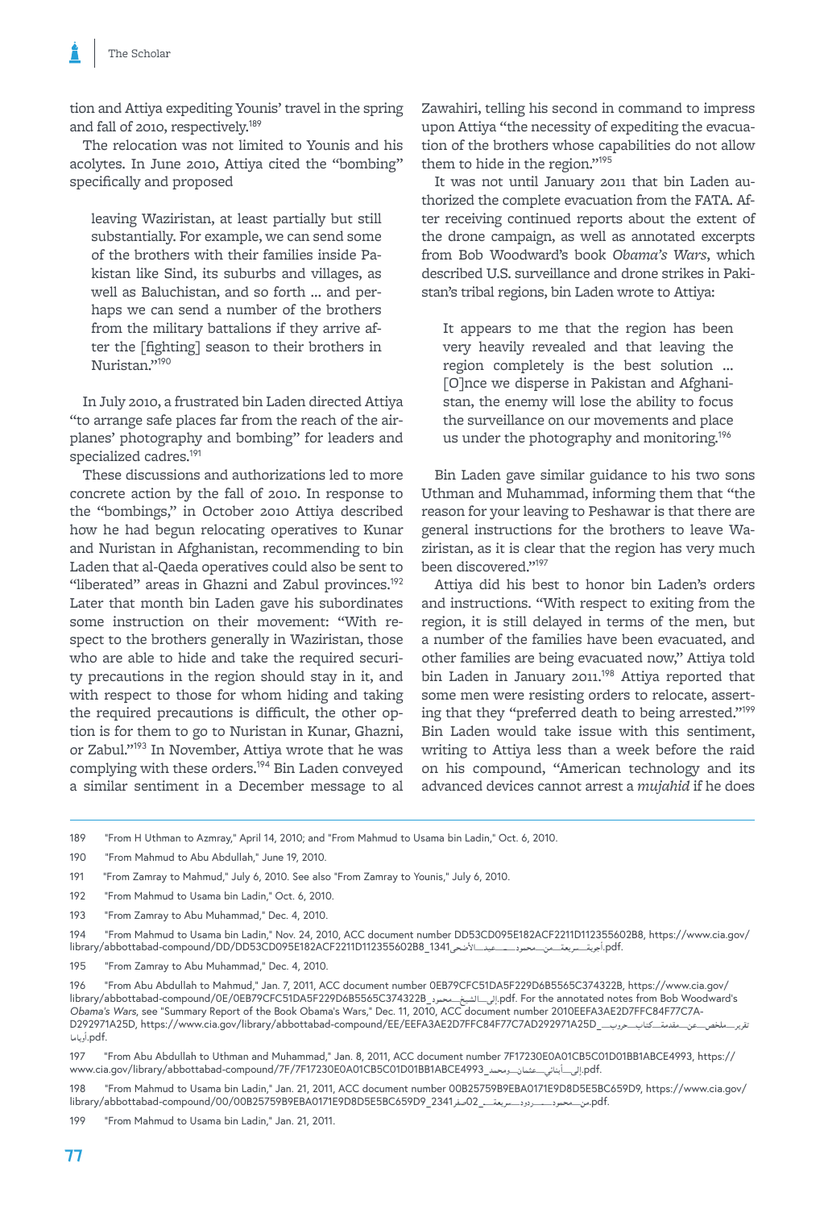tion and Attiya expediting Younis' travel in the spring and fall of 2010, respectively.[189]

The relocation was not limited to Younis and his acolytes. In June 2010, Attiya cited the "bombing" specifically and proposed

> leaving Waziristan, at least partially but still substantially. For example, we can send some of the brothers with their families inside Pakistan like Sind, its suburbs and villages, as well as Baluchistan, and so forth … and perhaps we can send a number of the brothers from the military battalions if they arrive after the [fighting] season to their brothers in Nuristan."[190]

In July 2010, a frustrated bin Laden directed Attiya "to arrange safe places far from the reach of the airplanes' photography and bombing" for leaders and specialized cadres.[191]

These discussions and authorizations led to more concrete action by the fall of 2010. In response to the "bombings," in October 2010 Attiya described how he had begun relocating operatives to Kunar and Nuristan in Afghanistan, recommending to bin Laden that al-Qaeda operatives could also be sent to "liberated" areas in Ghazni and Zabul provinces.[192] Later that month bin Laden gave his subordinates some instruction on their movement: "With respect to the brothers generally in Waziristan, those who are able to hide and take the required security precautions in the region should stay in it, and with respect to those for whom hiding and taking the required precautions is difficult, the other option is for them to go to Nuristan in Kunar, Ghazni, or Zabul."[193] In November, Attiya wrote that he was complying with these orders.[194] Bin Laden conveyed a similar sentiment in a December message to al Zawahiri, telling his second in command to impress upon Attiya "the necessity of expediting the evacuation of the brothers whose capabilities do not allow them to hide in the region."[195]

It was not until January 2011 that bin Laden authorized the complete evacuation from the FATA. After receiving continued reports about the extent of the drone campaign, as well as annotated excerpts from Bob Woodward's book *Obama's Wars*, which described U.S. surveillance and drone strikes in Pakistan's tribal regions, bin Laden wrote to Attiya:

> It appears to me that the region has been very heavily revealed and that leaving the region completely is the best solution … [O]nce we disperse in Pakistan and Afghanistan, the enemy will lose the ability to focus the surveillance on our movements and place us under the photography and monitoring.[196]

Bin Laden gave similar guidance to his two sons Uthman and Muhammad, informing them that "the reason for your leaving to Peshawar is that there are general instructions for the brothers to leave Waziristan, as it is clear that the region has very much been discovered."[197]

Attiya did his best to honor bin Laden's orders and instructions. "With respect to exiting from the region, it is still delayed in terms of the men, but a number of the families have been evacuated, and other families are being evacuated now," Attiya told bin Laden in January 2011.[198] Attiya reported that some men were resisting orders to relocate, asserting that they "preferred death to being arrested."[199] Bin Laden would take issue with this sentiment, writing to Attiya less than a week before the raid on his compound, "American technology and its advanced devices cannot arrest a *mujahid* if he does

---

189 "From H Uthman to Azmray," April 14, 2010; and "From Mahmud to Usama bin Ladin," Oct. 6, 2010.

190 "From Mahmud to Abu Abdullah," June 19, 2010.

191 "From Zamray to Mahmud," July 6, 2010. See also "From Zamray to Younis," July 6, 2010.

192 "From Mahmud to Usama bin Ladin," Oct. 6, 2010.

193 "From Zamray to Abu Muhammad," Dec. 4, 2010.

194 "From Mahmud to Usama bin Ladin," Nov. 24, 2010, ACC document number DD53CD095E182ACF2211D112355602B8, https://www.cia.gov/library/abbottabad-compound/DD/DD53CD095E182ACF2211D112355602B8_1341أجوبة_سريعة_من_محمود_عيد_الأضحى.pdf.

195 "From Zamray to Abu Muhammad," Dec. 4, 2010.

196 "From Abu Abdullah to Mahmud," Jan. 7, 2011, ACC document number 0EB79CFC51DA5F229D6B5565C374322B, https://www.cia.gov/library/abbottabad-compound/0E/0EB79CFC51DA5F229D6B5565C374322B_إلى_الشيخ_محمود.pdf. For the annotated notes from Bob Woodward's *Obama's Wars*, see "Summary Report of the Book Obama's Wars," Dec. 11, 2010, ACC document number 2010EEFA3AE2D7FFC84F77C7A-D292971A25D, https://www.cia.gov/library/abbottabad-compound/EE/EEFA3AE2D7FFC84F77C7AD292971A25D_تقرير_ملخص_عن_مقدمة_كتاب_حروب_أوباما.pdf.

197 "From Abu Abdullah to Uthman and Muhammad," Jan. 8, 2011, ACC document number 7F17230E0A01CB5C01D01BB1ABCE4993, https://www.cia.gov/library/abbottabad-compound/7F/7F17230E0A01CB5C01D01BB1ABCE4993_إلى_أبنائي_عثمان_ومحمد.pdf.

198 "From Mahmud to Usama bin Ladin," Jan. 21, 2011, ACC document number 00B25759B9EBA0171E9D8D5E5BC659D9, https://www.cia.gov/library/abbottabad-compound/00/00B25759B9EBA0171E9D8D5E5BC659D9_2341صفر_02_من_محمود_ردود_سريعة.pdf.

199 "From Mahmud to Usama bin Ladin," Jan. 21, 2011.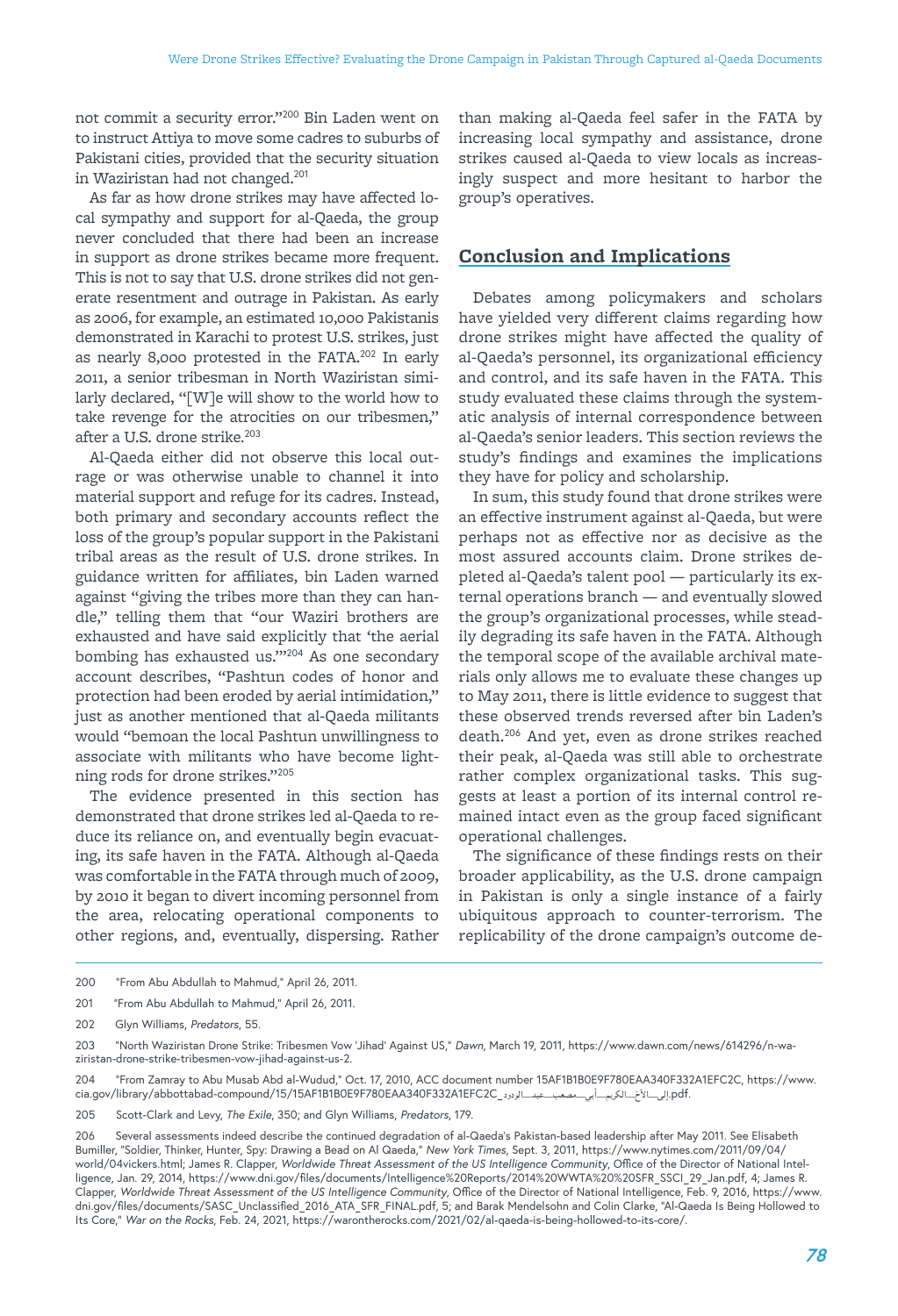not commit a security error."[200] Bin Laden went on to instruct Attiya to move some cadres to suburbs of Pakistani cities, provided that the security situation in Waziristan had not changed.[201]

As far as how drone strikes may have affected local sympathy and support for al-Qaeda, the group never concluded that there had been an increase in support as drone strikes became more frequent. This is not to say that U.S. drone strikes did not generate resentment and outrage in Pakistan. As early as 2006, for example, an estimated 10,000 Pakistanis demonstrated in Karachi to protest U.S. strikes, just as nearly 8,000 protested in the FATA.[202] In early 2011, a senior tribesman in North Waziristan similarly declared, "[W]e will show to the world how to take revenge for the atrocities on our tribesmen," after a U.S. drone strike.[203]

Al-Qaeda either did not observe this local outrage or was otherwise unable to channel it into material support and refuge for its cadres. Instead, both primary and secondary accounts reflect the loss of the group's popular support in the Pakistani tribal areas as the result of U.S. drone strikes. In guidance written for affiliates, bin Laden warned against "giving the tribes more than they can handle," telling them that "our Waziri brothers are exhausted and have said explicitly that 'the aerial bombing has exhausted us.'"[204] As one secondary account describes, "Pashtun codes of honor and protection had been eroded by aerial intimidation," just as another mentioned that al-Qaeda militants would "bemoan the local Pashtun unwillingness to associate with militants who have become lightning rods for drone strikes."[205]

The evidence presented in this section has demonstrated that drone strikes led al-Qaeda to reduce its reliance on, and eventually begin evacuating, its safe haven in the FATA. Although al-Qaeda was comfortable in the FATA through much of 2009, by 2010 it began to divert incoming personnel from the area, relocating operational components to other regions, and, eventually, dispersing. Rather than making al-Qaeda feel safer in the FATA by increasing local sympathy and assistance, drone strikes caused al-Qaeda to view locals as increasingly suspect and more hesitant to harbor the group's operatives.

## Conclusion and Implications

Debates among policymakers and scholars have yielded very different claims regarding how drone strikes might have affected the quality of al-Qaeda's personnel, its organizational efficiency and control, and its safe haven in the FATA. This study evaluated these claims through the systematic analysis of internal correspondence between al-Qaeda's senior leaders. This section reviews the study's findings and examines the implications they have for policy and scholarship.

In sum, this study found that drone strikes were an effective instrument against al-Qaeda, but were perhaps not as effective nor as decisive as the most assured accounts claim. Drone strikes depleted al-Qaeda's talent pool — particularly its external operations branch — and eventually slowed the group's organizational processes, while steadily degrading its safe haven in the FATA. Although the temporal scope of the available archival materials only allows me to evaluate these changes up to May 2011, there is little evidence to suggest that these observed trends reversed after bin Laden's death.[206] And yet, even as drone strikes reached their peak, al-Qaeda was still able to orchestrate rather complex organizational tasks. This suggests at least a portion of its internal control remained intact even as the group faced significant operational challenges.

The significance of these findings rests on their broader applicability, as the U.S. drone campaign in Pakistan is only a single instance of a fairly ubiquitous approach to counter-terrorism. The replicability of the drone campaign's outcome de-

---

200 "From Abu Abdullah to Mahmud," April 26, 2011.

201 "From Abu Abdullah to Mahmud," April 26, 2011.

202 Glyn Williams, *Predators*, 55.

203 "North Waziristan Drone Strike: Tribesmen Vow 'Jihad' Against US," *Dawn*, March 19, 2011, https://www.dawn.com/news/614296/n-waziristan-drone-strike-tribesmen-vow-jihad-against-us-2.

204 "From Zamray to Abu Musab Abd al-Wudud," Oct. 17, 2010, ACC document number 15AF1B1B0E9F780EAA340F332A1EFC2C, https://www.cia.gov/library/abbottabad-compound/15/15AF1B1B0E9F780EAA340F332A1EFC2C_إلى_الأخ_الكريم_أبي_مصعب_عبد_الودود.pdf.

205 Scott-Clark and Levy, *The Exile*, 350; and Glyn Williams, *Predators*, 179.

206 Several assessments indeed describe the continued degradation of al-Qaeda's Pakistan-based leadership after May 2011. See Elisabeth Bumiller, "Soldier, Thinker, Hunter, Spy: Drawing a Bead on Al Qaeda," *New York Times*, Sept. 3, 2011, https://www.nytimes.com/2011/09/04/world/04vickers.html; James R. Clapper, *Worldwide Threat Assessment of the US Intelligence Community*, Office of the Director of National Intelligence, Jan. 29, 2014, https://www.dni.gov/files/documents/Intelligence%20Reports/2014%20WWTA%20%20SFR_SSCI_29_Jan.pdf, 4; James R. Clapper, *Worldwide Threat Assessment of the US Intelligence Community*, Office of the Director of National Intelligence, Feb. 9, 2016, https://www.dni.gov/files/documents/SASC_Unclassified_2016_ATA_SFR_FINAL.pdf, 5; and Barak Mendelsohn and Colin Clarke, "Al-Qaeda Is Being Hollowed to Its Core," *War on the Rocks*, Feb. 24, 2021, https://warontherocks.com/2021/02/al-qaeda-is-being-hollowed-to-its-core/.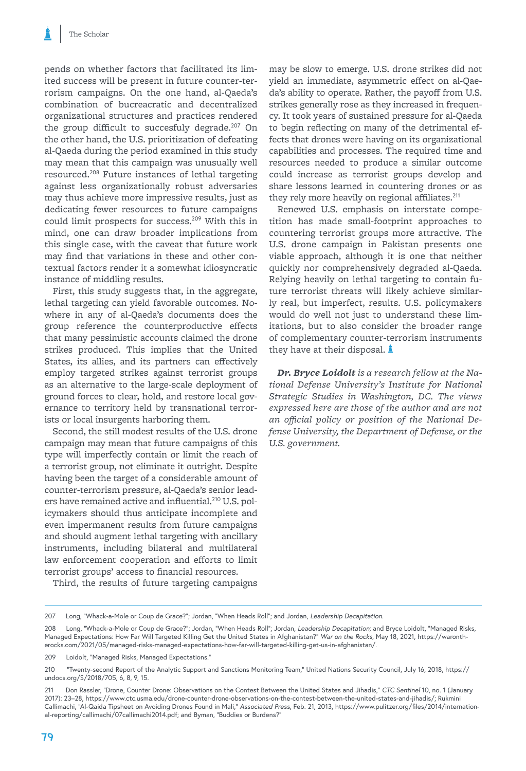pends on whether factors that facilitated its limited success will be present in future counter-terrorism campaigns. On the one hand, al-Qaeda's combination of bucreacratic and decentralized organizational structures and practices rendered the group difficult to succesfuly degrade.[207] On the other hand, the U.S. prioritization of defeating al-Qaeda during the period examined in this study may mean that this campaign was unusually well resourced.[208] Future instances of lethal targeting against less organizationally robust adversaries may thus achieve more impressive results, just as dedicating fewer resources to future campaigns could limit prospects for success.[209] With this in mind, one can draw broader implications from this single case, with the caveat that future work may find that variations in these and other contextual factors render it a somewhat idiosyncratic instance of middling results.

First, this study suggests that, in the aggregate, lethal targeting can yield favorable outcomes. Nowhere in any of al-Qaeda's documents does the group reference the counterproductive effects that many pessimistic accounts claimed the drone strikes produced. This implies that the United States, its allies, and its partners can effectively employ targeted strikes against terrorist groups as an alternative to the large-scale deployment of ground forces to clear, hold, and restore local governance to territory held by transnational terrorists or local insurgents harboring them.

Second, the still modest results of the U.S. drone campaign may mean that future campaigns of this type will imperfectly contain or limit the reach of a terrorist group, not eliminate it outright. Despite having been the target of a considerable amount of counter-terrorism pressure, al-Qaeda's senior leaders have remained active and influential.[210] U.S. policymakers should thus anticipate incomplete and even impermanent results from future campaigns and should augment lethal targeting with ancillary instruments, including bilateral and multilateral law enforcement cooperation and efforts to limit terrorist groups' access to financial resources.

Third, the results of future targeting campaigns may be slow to emerge. U.S. drone strikes did not yield an immediate, asymmetric effect on al-Qaeda's ability to operate. Rather, the payoff from U.S. strikes generally rose as they increased in frequency. It took years of sustained pressure for al-Qaeda to begin reflecting on many of the detrimental effects that drones were having on its organizational capabilities and processes. The required time and resources needed to produce a similar outcome could increase as terrorist groups develop and share lessons learned in countering drones or as they rely more heavily on regional affiliates.[211]

Renewed U.S. emphasis on interstate competition has made small-footprint approaches to countering terrorist groups more attractive. The U.S. drone campaign in Pakistan presents one viable approach, although it is one that neither quickly nor comprehensively degraded al-Qaeda. Relying heavily on lethal targeting to contain future terrorist threats will likely achieve similarly real, but imperfect, results. U.S. policymakers would do well not just to understand these limitations, but to also consider the broader range of complementary counter-terrorism instruments they have at their disposal.

***Dr. Bryce Loidolt*** *is a research fellow at the National Defense University's Institute for National Strategic Studies in Washington, DC. The views expressed here are those of the author and are not an official policy or position of the National Defense University, the Department of Defense, or the U.S. government.*

---

207 Long, "Whack-a-Mole or Coup de Grace?"; Jordan, "When Heads Roll"; and Jordan, *Leadership Decapitation.*

208 Long, "Whack-a-Mole or Coup de Grace?"; Jordan, "When Heads Roll"; Jordan, *Leadership Decapitation*; and Bryce Loidolt, "Managed Risks, Managed Expectations: How Far Will Targeted Killing Get the United States in Afghanistan?" *War on the Rocks*, May 18, 2021, https://warontherocks.com/2021/05/managed-risks-managed-expectations-how-far-will-targeted-killing-get-us-in-afghanistan/.

209 Loidolt, "Managed Risks, Managed Expectations."

210 "Twenty-second Report of the Analytic Support and Sanctions Monitoring Team," United Nations Security Council, July 16, 2018, https://undocs.org/S/2018/705, 6, 8, 9, 15.

211 Don Rassler, "Drone, Counter Drone: Observations on the Contest Between the United States and Jihadis," *CTC Sentinel* 10, no. 1 (January 2017): 23–28, https://www.ctc.usma.edu/drone-counter-drone-observations-on-the-contest-between-the-united-states-and-jihadis/; Rukmini Callimachi, "Al-Qaida Tipsheet on Avoiding Drones Found in Mali," *Associated Press*, Feb. 21, 2013, https://www.pulitzer.org/files/2014/international-reporting/callimachi/07callimachi2014.pdf; and Byman, "Buddies or Burdens?"